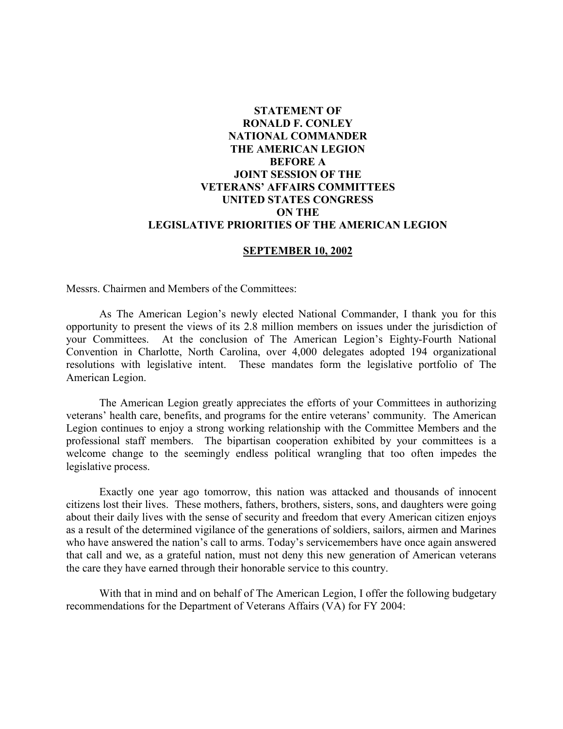**STATEMENT OF**
**RONALD F. CONLEY**
**NATIONAL COMMANDER**
**THE AMERICAN LEGION**
**BEFORE A**
**JOINT SESSION OF THE**
**VETERANS' AFFAIRS COMMITTEES**
**UNITED STATES CONGRESS**
**ON THE**
**LEGISLATIVE PRIORITIES OF THE AMERICAN LEGION**

**SEPTEMBER 10, 2002**

Messrs. Chairmen and Members of the Committees:

As The American Legion's newly elected National Commander, I thank you for this opportunity to present the views of its 2.8 million members on issues under the jurisdiction of your Committees. At the conclusion of The American Legion's Eighty-Fourth National Convention in Charlotte, North Carolina, over 4,000 delegates adopted 194 organizational resolutions with legislative intent. These mandates form the legislative portfolio of The American Legion.

The American Legion greatly appreciates the efforts of your Committees in authorizing veterans' health care, benefits, and programs for the entire veterans' community. The American Legion continues to enjoy a strong working relationship with the Committee Members and the professional staff members. The bipartisan cooperation exhibited by your committees is a welcome change to the seemingly endless political wrangling that too often impedes the legislative process.

Exactly one year ago tomorrow, this nation was attacked and thousands of innocent citizens lost their lives. These mothers, fathers, brothers, sisters, sons, and daughters were going about their daily lives with the sense of security and freedom that every American citizen enjoys as a result of the determined vigilance of the generations of soldiers, sailors, airmen and Marines who have answered the nation's call to arms. Today's servicemembers have once again answered that call and we, as a grateful nation, must not deny this new generation of American veterans the care they have earned through their honorable service to this country.

With that in mind and on behalf of The American Legion, I offer the following budgetary recommendations for the Department of Veterans Affairs (VA) for FY 2004: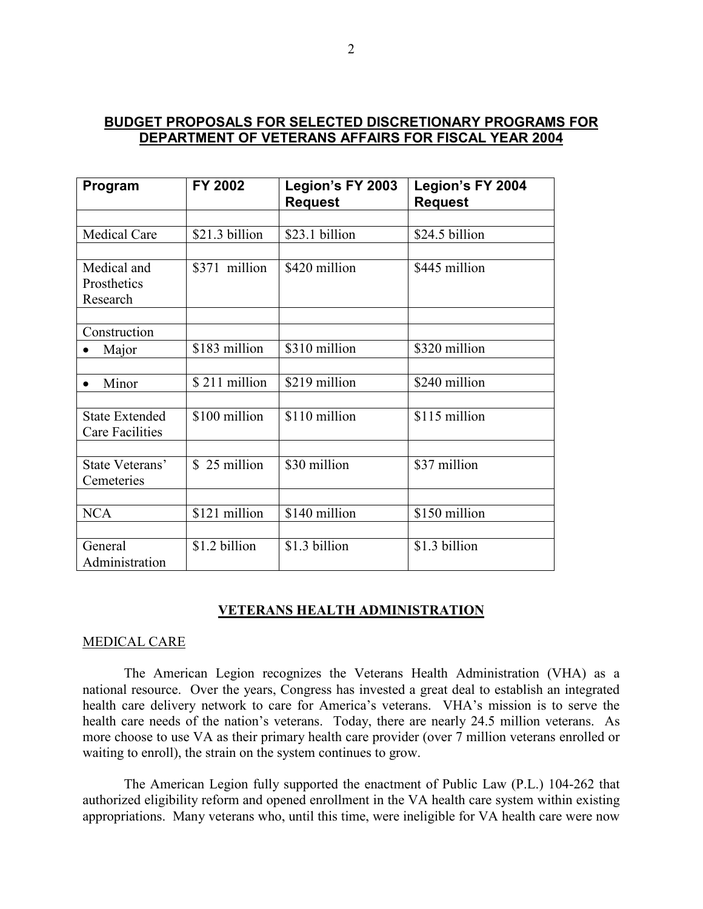**BUDGET PROPOSALS FOR SELECTED DISCRETIONARY PROGRAMS FOR DEPARTMENT OF VETERANS AFFAIRS FOR FISCAL YEAR 2004**

| Program | FY 2002 | Legion's FY 2003 Request | Legion's FY 2004 Request |
|---|---|---|---|
| Medical Care | $21.3 billion | $23.1 billion | $24.5 billion |
| Medical and Prosthetics Research | $371 million | $420 million | $445 million |
| Construction | | | |
| • Major | $183 million | $310 million | $320 million |
| • Minor | $ 211 million | $219 million | $240 million |
| State Extended Care Facilities | $100 million | $110 million | $115 million |
| State Veterans' Cemeteries | $ 25 million | $30 million | $37 million |
| NCA | $121 million | $140 million | $150 million |
| General Administration | $1.2 billion | $1.3 billion | $1.3 billion |

## VETERANS HEALTH ADMINISTRATION

### MEDICAL CARE

The American Legion recognizes the Veterans Health Administration (VHA) as a national resource. Over the years, Congress has invested a great deal to establish an integrated health care delivery network to care for America's veterans. VHA's mission is to serve the health care needs of the nation's veterans. Today, there are nearly 24.5 million veterans. As more choose to use VA as their primary health care provider (over 7 million veterans enrolled or waiting to enroll), the strain on the system continues to grow.

The American Legion fully supported the enactment of Public Law (P.L.) 104-262 that authorized eligibility reform and opened enrollment in the VA health care system within existing appropriations. Many veterans who, until this time, were ineligible for VA health care were now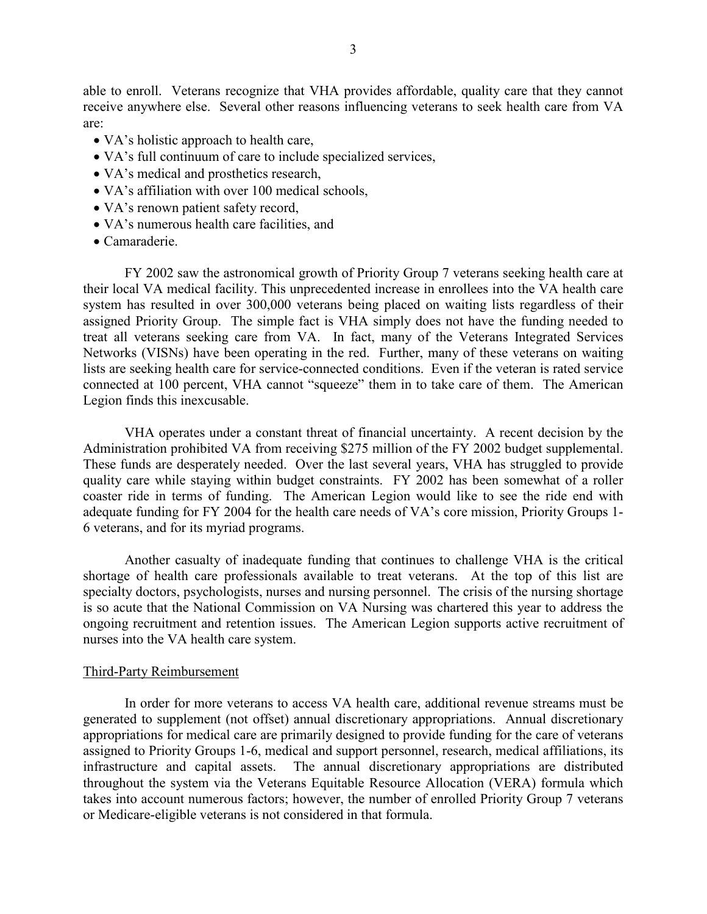able to enroll. Veterans recognize that VHA provides affordable, quality care that they cannot receive anywhere else. Several other reasons influencing veterans to seek health care from VA are:

- VA's holistic approach to health care,
- VA's full continuum of care to include specialized services,
- VA's medical and prosthetics research,
- VA's affiliation with over 100 medical schools,
- VA's renown patient safety record,
- VA's numerous health care facilities, and
- Camaraderie.

FY 2002 saw the astronomical growth of Priority Group 7 veterans seeking health care at their local VA medical facility. This unprecedented increase in enrollees into the VA health care system has resulted in over 300,000 veterans being placed on waiting lists regardless of their assigned Priority Group. The simple fact is VHA simply does not have the funding needed to treat all veterans seeking care from VA. In fact, many of the Veterans Integrated Services Networks (VISNs) have been operating in the red. Further, many of these veterans on waiting lists are seeking health care for service-connected conditions. Even if the veteran is rated service connected at 100 percent, VHA cannot "squeeze" them in to take care of them. The American Legion finds this inexcusable.

VHA operates under a constant threat of financial uncertainty. A recent decision by the Administration prohibited VA from receiving $275 million of the FY 2002 budget supplemental. These funds are desperately needed. Over the last several years, VHA has struggled to provide quality care while staying within budget constraints. FY 2002 has been somewhat of a roller coaster ride in terms of funding. The American Legion would like to see the ride end with adequate funding for FY 2004 for the health care needs of VA's core mission, Priority Groups 1-6 veterans, and for its myriad programs.

Another casualty of inadequate funding that continues to challenge VHA is the critical shortage of health care professionals available to treat veterans. At the top of this list are specialty doctors, psychologists, nurses and nursing personnel. The crisis of the nursing shortage is so acute that the National Commission on VA Nursing was chartered this year to address the ongoing recruitment and retention issues. The American Legion supports active recruitment of nurses into the VA health care system.

## Third-Party Reimbursement

In order for more veterans to access VA health care, additional revenue streams must be generated to supplement (not offset) annual discretionary appropriations. Annual discretionary appropriations for medical care are primarily designed to provide funding for the care of veterans assigned to Priority Groups 1-6, medical and support personnel, research, medical affiliations, its infrastructure and capital assets. The annual discretionary appropriations are distributed throughout the system via the Veterans Equitable Resource Allocation (VERA) formula which takes into account numerous factors; however, the number of enrolled Priority Group 7 veterans or Medicare-eligible veterans is not considered in that formula.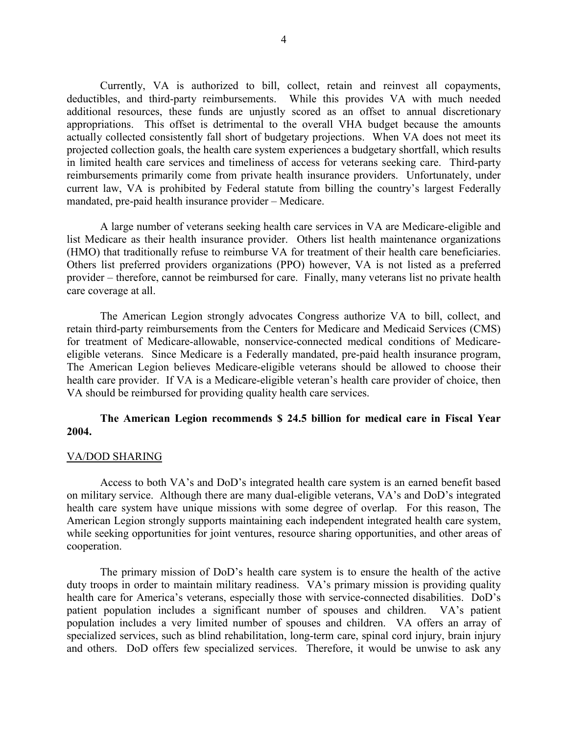Currently, VA is authorized to bill, collect, retain and reinvest all copayments, deductibles, and third-party reimbursements. While this provides VA with much needed additional resources, these funds are unjustly scored as an offset to annual discretionary appropriations. This offset is detrimental to the overall VHA budget because the amounts actually collected consistently fall short of budgetary projections. When VA does not meet its projected collection goals, the health care system experiences a budgetary shortfall, which results in limited health care services and timeliness of access for veterans seeking care. Third-party reimbursements primarily come from private health insurance providers. Unfortunately, under current law, VA is prohibited by Federal statute from billing the country's largest Federally mandated, pre-paid health insurance provider – Medicare.

A large number of veterans seeking health care services in VA are Medicare-eligible and list Medicare as their health insurance provider. Others list health maintenance organizations (HMO) that traditionally refuse to reimburse VA for treatment of their health care beneficiaries. Others list preferred providers organizations (PPO) however, VA is not listed as a preferred provider – therefore, cannot be reimbursed for care. Finally, many veterans list no private health care coverage at all.

The American Legion strongly advocates Congress authorize VA to bill, collect, and retain third-party reimbursements from the Centers for Medicare and Medicaid Services (CMS) for treatment of Medicare-allowable, nonservice-connected medical conditions of Medicare-eligible veterans. Since Medicare is a Federally mandated, pre-paid health insurance program, The American Legion believes Medicare-eligible veterans should be allowed to choose their health care provider. If VA is a Medicare-eligible veteran's health care provider of choice, then VA should be reimbursed for providing quality health care services.

**The American Legion recommends $ 24.5 billion for medical care in Fiscal Year 2004.**

## VA/DOD SHARING

Access to both VA's and DoD's integrated health care system is an earned benefit based on military service. Although there are many dual-eligible veterans, VA's and DoD's integrated health care system have unique missions with some degree of overlap. For this reason, The American Legion strongly supports maintaining each independent integrated health care system, while seeking opportunities for joint ventures, resource sharing opportunities, and other areas of cooperation.

The primary mission of DoD's health care system is to ensure the health of the active duty troops in order to maintain military readiness. VA's primary mission is providing quality health care for America's veterans, especially those with service-connected disabilities. DoD's patient population includes a significant number of spouses and children. VA's patient population includes a very limited number of spouses and children. VA offers an array of specialized services, such as blind rehabilitation, long-term care, spinal cord injury, brain injury and others. DoD offers few specialized services. Therefore, it would be unwise to ask any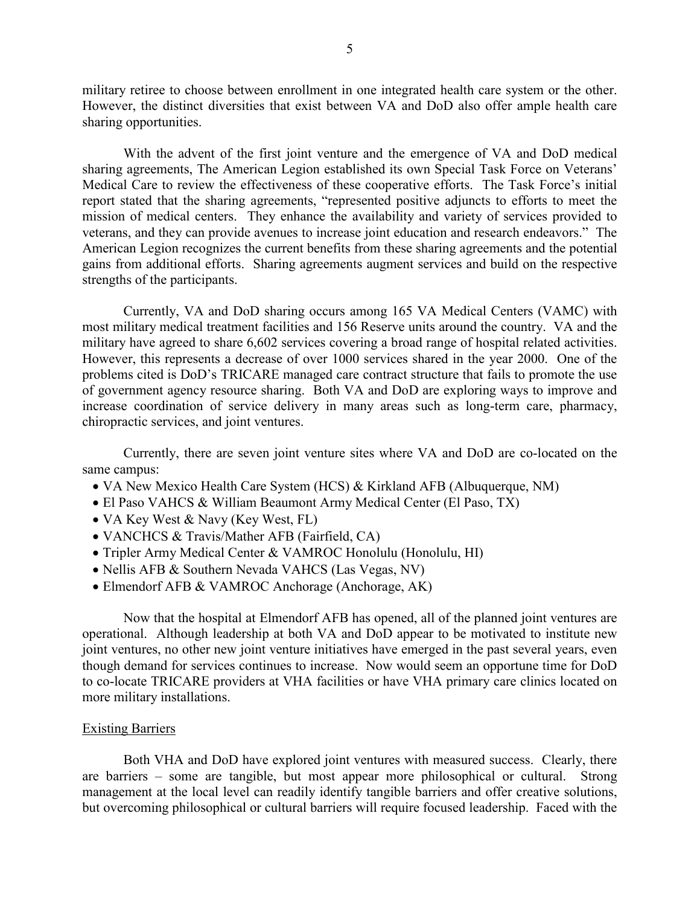military retiree to choose between enrollment in one integrated health care system or the other. However, the distinct diversities that exist between VA and DoD also offer ample health care sharing opportunities.

With the advent of the first joint venture and the emergence of VA and DoD medical sharing agreements, The American Legion established its own Special Task Force on Veterans' Medical Care to review the effectiveness of these cooperative efforts. The Task Force's initial report stated that the sharing agreements, "represented positive adjuncts to efforts to meet the mission of medical centers. They enhance the availability and variety of services provided to veterans, and they can provide avenues to increase joint education and research endeavors." The American Legion recognizes the current benefits from these sharing agreements and the potential gains from additional efforts. Sharing agreements augment services and build on the respective strengths of the participants.

Currently, VA and DoD sharing occurs among 165 VA Medical Centers (VAMC) with most military medical treatment facilities and 156 Reserve units around the country. VA and the military have agreed to share 6,602 services covering a broad range of hospital related activities. However, this represents a decrease of over 1000 services shared in the year 2000. One of the problems cited is DoD's TRICARE managed care contract structure that fails to promote the use of government agency resource sharing. Both VA and DoD are exploring ways to improve and increase coordination of service delivery in many areas such as long-term care, pharmacy, chiropractic services, and joint ventures.

Currently, there are seven joint venture sites where VA and DoD are co-located on the same campus:

- VA New Mexico Health Care System (HCS) & Kirkland AFB (Albuquerque, NM)
- El Paso VAHCS & William Beaumont Army Medical Center (El Paso, TX)
- VA Key West & Navy (Key West, FL)
- VANCHCS & Travis/Mather AFB (Fairfield, CA)
- Tripler Army Medical Center & VAMROC Honolulu (Honolulu, HI)
- Nellis AFB & Southern Nevada VAHCS (Las Vegas, NV)
- Elmendorf AFB & VAMROC Anchorage (Anchorage, AK)

Now that the hospital at Elmendorf AFB has opened, all of the planned joint ventures are operational. Although leadership at both VA and DoD appear to be motivated to institute new joint ventures, no other new joint venture initiatives have emerged in the past several years, even though demand for services continues to increase. Now would seem an opportune time for DoD to co-locate TRICARE providers at VHA facilities or have VHA primary care clinics located on more military installations.

<u>Existing Barriers</u>

Both VHA and DoD have explored joint ventures with measured success. Clearly, there are barriers – some are tangible, but most appear more philosophical or cultural. Strong management at the local level can readily identify tangible barriers and offer creative solutions, but overcoming philosophical or cultural barriers will require focused leadership. Faced with the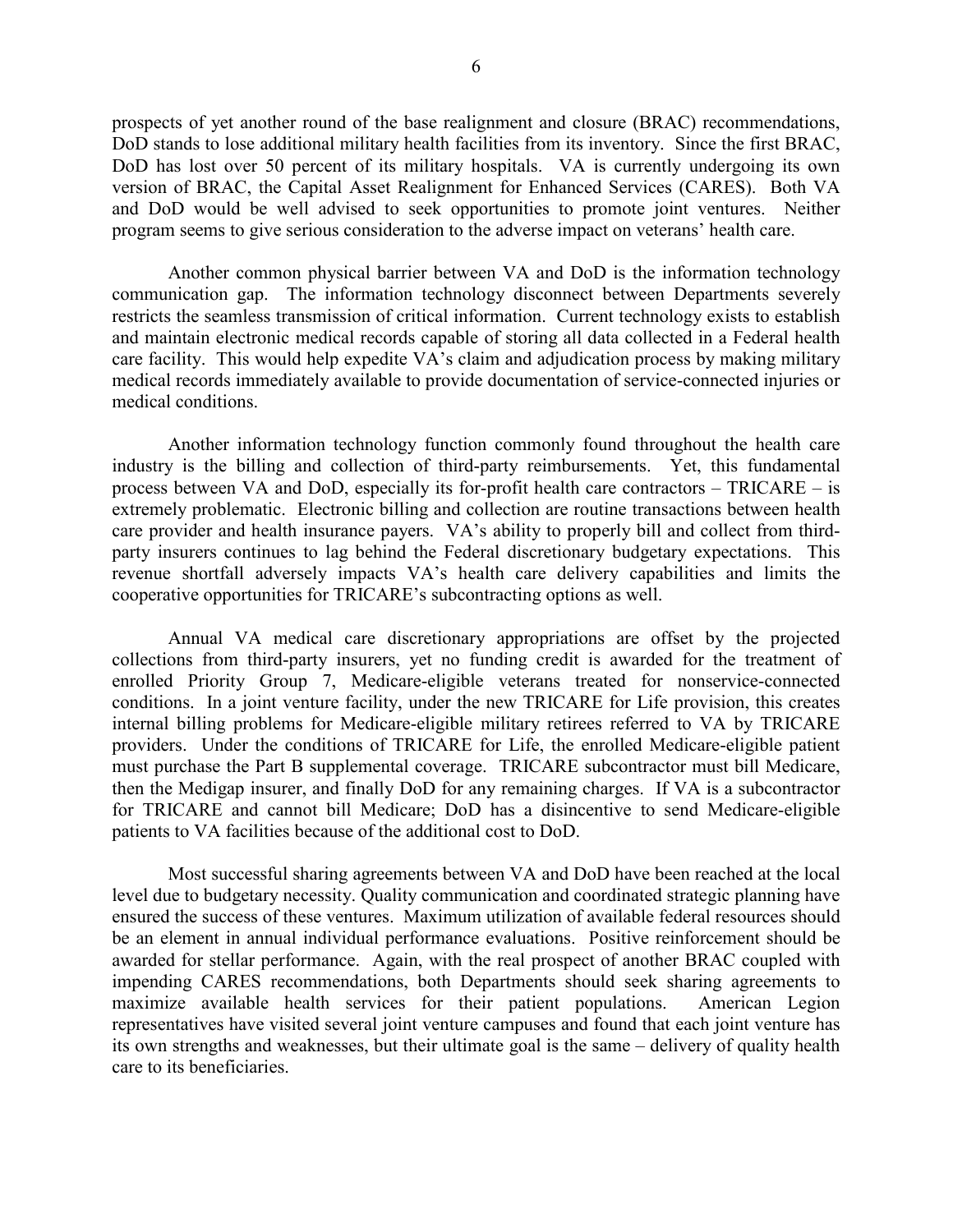prospects of yet another round of the base realignment and closure (BRAC) recommendations, DoD stands to lose additional military health facilities from its inventory. Since the first BRAC, DoD has lost over 50 percent of its military hospitals. VA is currently undergoing its own version of BRAC, the Capital Asset Realignment for Enhanced Services (CARES). Both VA and DoD would be well advised to seek opportunities to promote joint ventures. Neither program seems to give serious consideration to the adverse impact on veterans' health care.

Another common physical barrier between VA and DoD is the information technology communication gap. The information technology disconnect between Departments severely restricts the seamless transmission of critical information. Current technology exists to establish and maintain electronic medical records capable of storing all data collected in a Federal health care facility. This would help expedite VA's claim and adjudication process by making military medical records immediately available to provide documentation of service-connected injuries or medical conditions.

Another information technology function commonly found throughout the health care industry is the billing and collection of third-party reimbursements. Yet, this fundamental process between VA and DoD, especially its for-profit health care contractors – TRICARE – is extremely problematic. Electronic billing and collection are routine transactions between health care provider and health insurance payers. VA's ability to properly bill and collect from third-party insurers continues to lag behind the Federal discretionary budgetary expectations. This revenue shortfall adversely impacts VA's health care delivery capabilities and limits the cooperative opportunities for TRICARE's subcontracting options as well.

Annual VA medical care discretionary appropriations are offset by the projected collections from third-party insurers, yet no funding credit is awarded for the treatment of enrolled Priority Group 7, Medicare-eligible veterans treated for nonservice-connected conditions. In a joint venture facility, under the new TRICARE for Life provision, this creates internal billing problems for Medicare-eligible military retirees referred to VA by TRICARE providers. Under the conditions of TRICARE for Life, the enrolled Medicare-eligible patient must purchase the Part B supplemental coverage. TRICARE subcontractor must bill Medicare, then the Medigap insurer, and finally DoD for any remaining charges. If VA is a subcontractor for TRICARE and cannot bill Medicare; DoD has a disincentive to send Medicare-eligible patients to VA facilities because of the additional cost to DoD.

Most successful sharing agreements between VA and DoD have been reached at the local level due to budgetary necessity. Quality communication and coordinated strategic planning have ensured the success of these ventures. Maximum utilization of available federal resources should be an element in annual individual performance evaluations. Positive reinforcement should be awarded for stellar performance. Again, with the real prospect of another BRAC coupled with impending CARES recommendations, both Departments should seek sharing agreements to maximize available health services for their patient populations. American Legion representatives have visited several joint venture campuses and found that each joint venture has its own strengths and weaknesses, but their ultimate goal is the same – delivery of quality health care to its beneficiaries.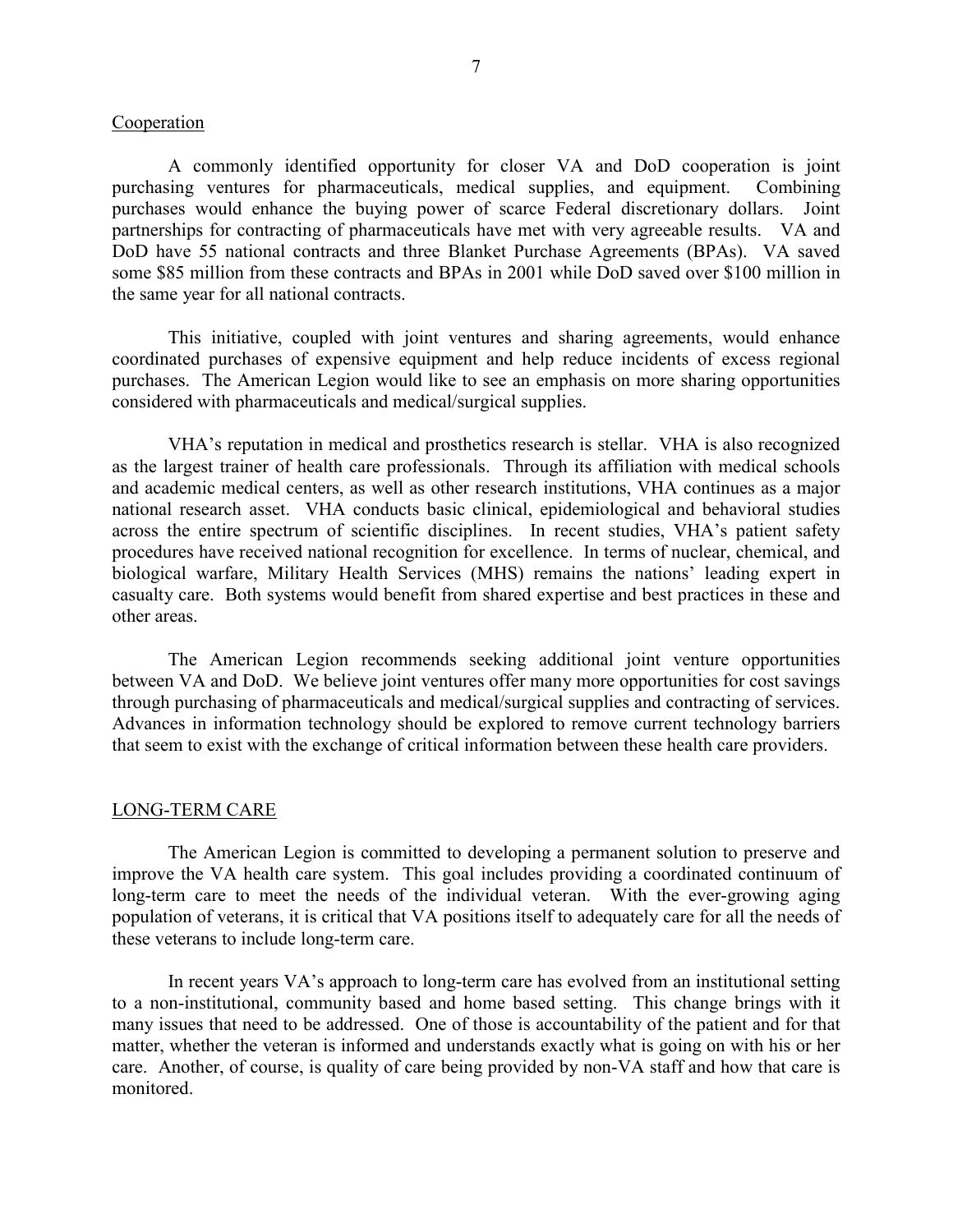## Cooperation

A commonly identified opportunity for closer VA and DoD cooperation is joint purchasing ventures for pharmaceuticals, medical supplies, and equipment. Combining purchases would enhance the buying power of scarce Federal discretionary dollars. Joint partnerships for contracting of pharmaceuticals have met with very agreeable results. VA and DoD have 55 national contracts and three Blanket Purchase Agreements (BPAs). VA saved some $85 million from these contracts and BPAs in 2001 while DoD saved over $100 million in the same year for all national contracts.

This initiative, coupled with joint ventures and sharing agreements, would enhance coordinated purchases of expensive equipment and help reduce incidents of excess regional purchases. The American Legion would like to see an emphasis on more sharing opportunities considered with pharmaceuticals and medical/surgical supplies.

VHA's reputation in medical and prosthetics research is stellar. VHA is also recognized as the largest trainer of health care professionals. Through its affiliation with medical schools and academic medical centers, as well as other research institutions, VHA continues as a major national research asset. VHA conducts basic clinical, epidemiological and behavioral studies across the entire spectrum of scientific disciplines. In recent studies, VHA's patient safety procedures have received national recognition for excellence. In terms of nuclear, chemical, and biological warfare, Military Health Services (MHS) remains the nations' leading expert in casualty care. Both systems would benefit from shared expertise and best practices in these and other areas.

The American Legion recommends seeking additional joint venture opportunities between VA and DoD. We believe joint ventures offer many more opportunities for cost savings through purchasing of pharmaceuticals and medical/surgical supplies and contracting of services. Advances in information technology should be explored to remove current technology barriers that seem to exist with the exchange of critical information between these health care providers.

## LONG-TERM CARE

The American Legion is committed to developing a permanent solution to preserve and improve the VA health care system. This goal includes providing a coordinated continuum of long-term care to meet the needs of the individual veteran. With the ever-growing aging population of veterans, it is critical that VA positions itself to adequately care for all the needs of these veterans to include long-term care.

In recent years VA's approach to long-term care has evolved from an institutional setting to a non-institutional, community based and home based setting. This change brings with it many issues that need to be addressed. One of those is accountability of the patient and for that matter, whether the veteran is informed and understands exactly what is going on with his or her care. Another, of course, is quality of care being provided by non-VA staff and how that care is monitored.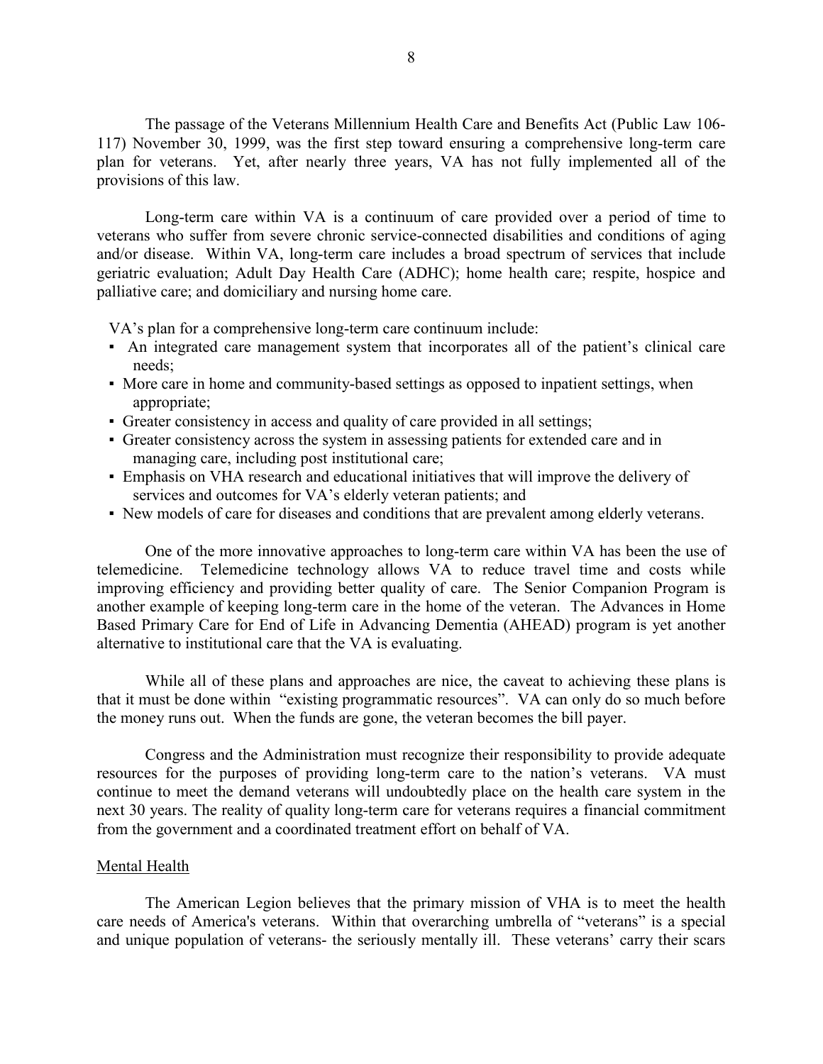The passage of the Veterans Millennium Health Care and Benefits Act (Public Law 106-117) November 30, 1999, was the first step toward ensuring a comprehensive long-term care plan for veterans. Yet, after nearly three years, VA has not fully implemented all of the provisions of this law.

Long-term care within VA is a continuum of care provided over a period of time to veterans who suffer from severe chronic service-connected disabilities and conditions of aging and/or disease. Within VA, long-term care includes a broad spectrum of services that include geriatric evaluation; Adult Day Health Care (ADHC); home health care; respite, hospice and palliative care; and domiciliary and nursing home care.

VA's plan for a comprehensive long-term care continuum include:

- An integrated care management system that incorporates all of the patient's clinical care needs;
- More care in home and community-based settings as opposed to inpatient settings, when appropriate;
- Greater consistency in access and quality of care provided in all settings;
- Greater consistency across the system in assessing patients for extended care and in managing care, including post institutional care;
- Emphasis on VHA research and educational initiatives that will improve the delivery of services and outcomes for VA's elderly veteran patients; and
- New models of care for diseases and conditions that are prevalent among elderly veterans.

One of the more innovative approaches to long-term care within VA has been the use of telemedicine. Telemedicine technology allows VA to reduce travel time and costs while improving efficiency and providing better quality of care. The Senior Companion Program is another example of keeping long-term care in the home of the veteran. The Advances in Home Based Primary Care for End of Life in Advancing Dementia (AHEAD) program is yet another alternative to institutional care that the VA is evaluating.

While all of these plans and approaches are nice, the caveat to achieving these plans is that it must be done within "existing programmatic resources". VA can only do so much before the money runs out. When the funds are gone, the veteran becomes the bill payer.

Congress and the Administration must recognize their responsibility to provide adequate resources for the purposes of providing long-term care to the nation's veterans. VA must continue to meet the demand veterans will undoubtedly place on the health care system in the next 30 years. The reality of quality long-term care for veterans requires a financial commitment from the government and a coordinated treatment effort on behalf of VA.

## Mental Health

The American Legion believes that the primary mission of VHA is to meet the health care needs of America's veterans. Within that overarching umbrella of "veterans" is a special and unique population of veterans- the seriously mentally ill. These veterans' carry their scars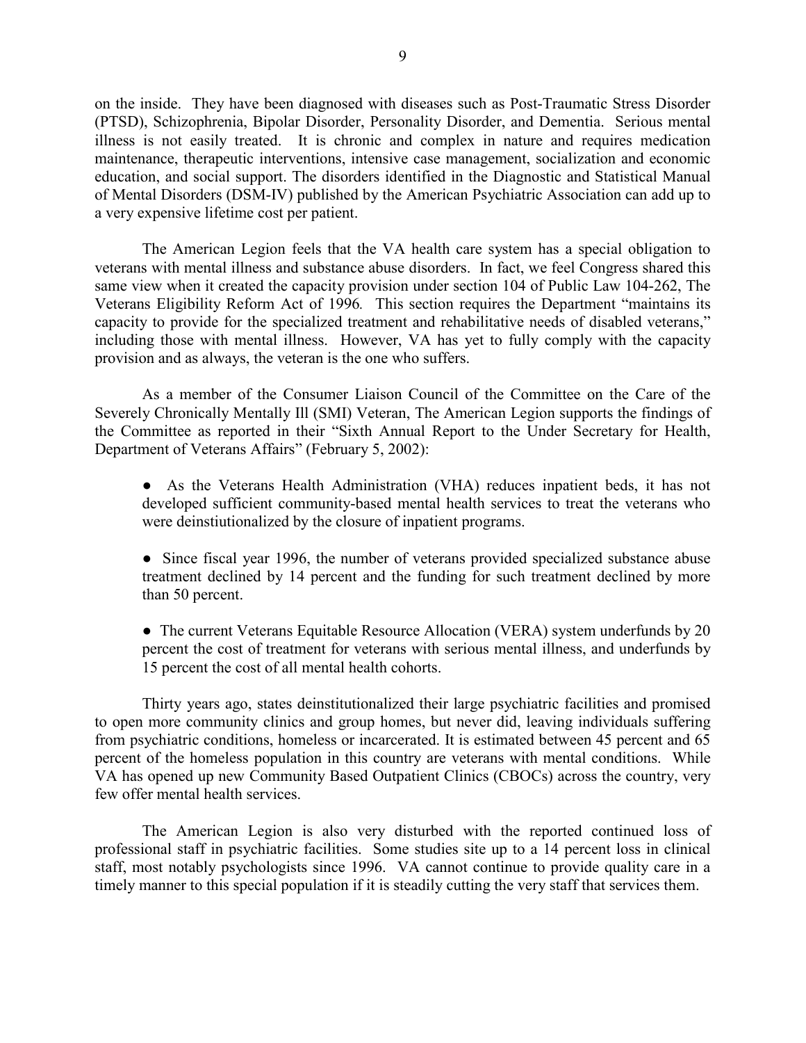on the inside. They have been diagnosed with diseases such as Post-Traumatic Stress Disorder (PTSD), Schizophrenia, Bipolar Disorder, Personality Disorder, and Dementia. Serious mental illness is not easily treated. It is chronic and complex in nature and requires medication maintenance, therapeutic interventions, intensive case management, socialization and economic education, and social support. The disorders identified in the Diagnostic and Statistical Manual of Mental Disorders (DSM-IV) published by the American Psychiatric Association can add up to a very expensive lifetime cost per patient.

The American Legion feels that the VA health care system has a special obligation to veterans with mental illness and substance abuse disorders. In fact, we feel Congress shared this same view when it created the capacity provision under section 104 of Public Law 104-262, The Veterans Eligibility Reform Act of 1996*.* This section requires the Department "maintains its capacity to provide for the specialized treatment and rehabilitative needs of disabled veterans," including those with mental illness. However, VA has yet to fully comply with the capacity provision and as always, the veteran is the one who suffers.

As a member of the Consumer Liaison Council of the Committee on the Care of the Severely Chronically Mentally Ill (SMI) Veteran, The American Legion supports the findings of the Committee as reported in their "Sixth Annual Report to the Under Secretary for Health, Department of Veterans Affairs" (February 5, 2002):

- As the Veterans Health Administration (VHA) reduces inpatient beds, it has not developed sufficient community-based mental health services to treat the veterans who were deinstiutionalized by the closure of inpatient programs.

- Since fiscal year 1996, the number of veterans provided specialized substance abuse treatment declined by 14 percent and the funding for such treatment declined by more than 50 percent.

- The current Veterans Equitable Resource Allocation (VERA) system underfunds by 20 percent the cost of treatment for veterans with serious mental illness, and underfunds by 15 percent the cost of all mental health cohorts.

Thirty years ago, states deinstitutionalized their large psychiatric facilities and promised to open more community clinics and group homes, but never did, leaving individuals suffering from psychiatric conditions, homeless or incarcerated. It is estimated between 45 percent and 65 percent of the homeless population in this country are veterans with mental conditions. While VA has opened up new Community Based Outpatient Clinics (CBOCs) across the country, very few offer mental health services.

The American Legion is also very disturbed with the reported continued loss of professional staff in psychiatric facilities. Some studies site up to a 14 percent loss in clinical staff, most notably psychologists since 1996. VA cannot continue to provide quality care in a timely manner to this special population if it is steadily cutting the very staff that services them.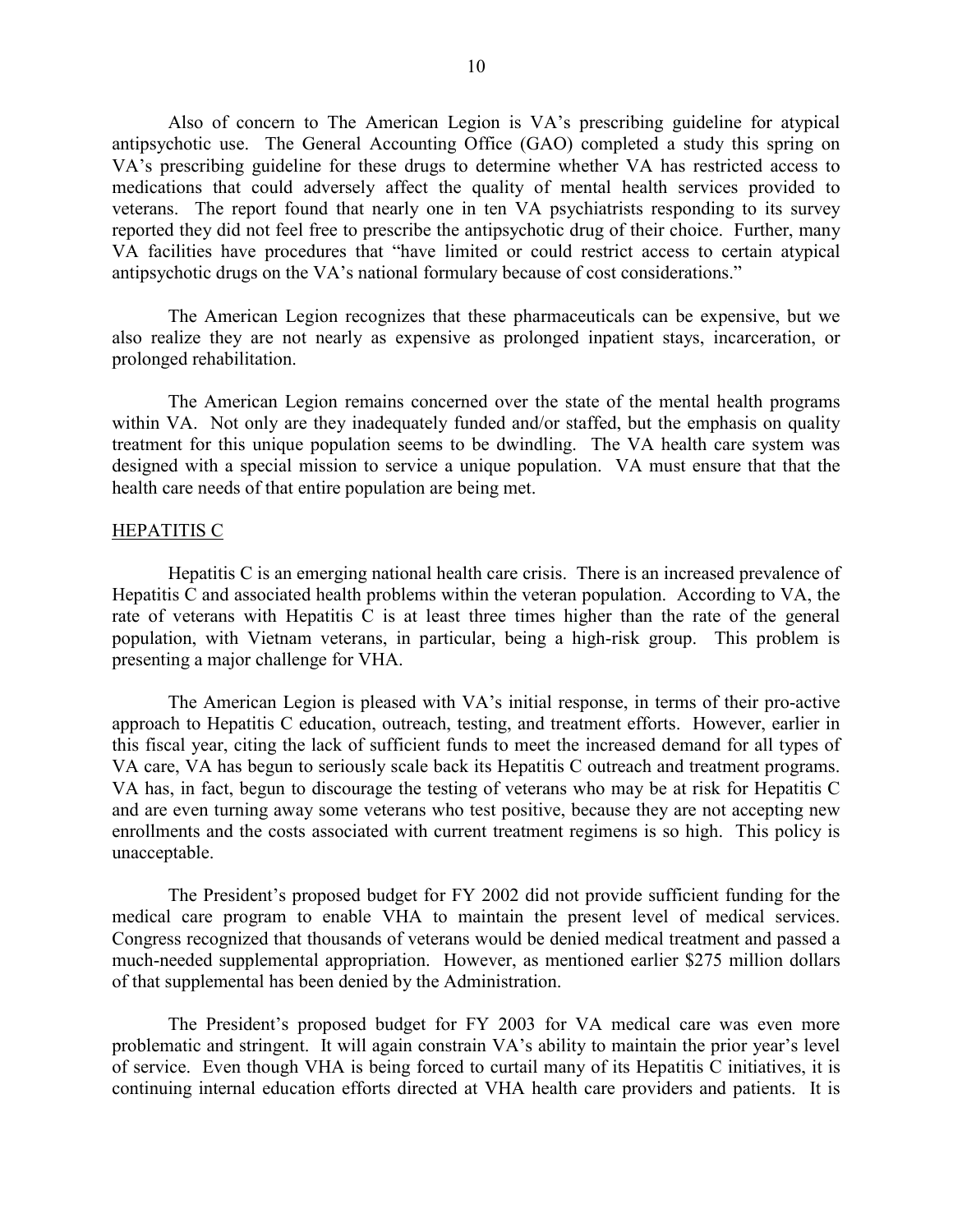Also of concern to The American Legion is VA's prescribing guideline for atypical antipsychotic use. The General Accounting Office (GAO) completed a study this spring on VA's prescribing guideline for these drugs to determine whether VA has restricted access to medications that could adversely affect the quality of mental health services provided to veterans. The report found that nearly one in ten VA psychiatrists responding to its survey reported they did not feel free to prescribe the antipsychotic drug of their choice. Further, many VA facilities have procedures that "have limited or could restrict access to certain atypical antipsychotic drugs on the VA's national formulary because of cost considerations."

The American Legion recognizes that these pharmaceuticals can be expensive, but we also realize they are not nearly as expensive as prolonged inpatient stays, incarceration, or prolonged rehabilitation.

The American Legion remains concerned over the state of the mental health programs within VA. Not only are they inadequately funded and/or staffed, but the emphasis on quality treatment for this unique population seems to be dwindling. The VA health care system was designed with a special mission to service a unique population. VA must ensure that that the health care needs of that entire population are being met.

## HEPATITIS C

Hepatitis C is an emerging national health care crisis. There is an increased prevalence of Hepatitis C and associated health problems within the veteran population. According to VA, the rate of veterans with Hepatitis C is at least three times higher than the rate of the general population, with Vietnam veterans, in particular, being a high-risk group. This problem is presenting a major challenge for VHA.

The American Legion is pleased with VA's initial response, in terms of their pro-active approach to Hepatitis C education, outreach, testing, and treatment efforts. However, earlier in this fiscal year, citing the lack of sufficient funds to meet the increased demand for all types of VA care, VA has begun to seriously scale back its Hepatitis C outreach and treatment programs. VA has, in fact, begun to discourage the testing of veterans who may be at risk for Hepatitis C and are even turning away some veterans who test positive, because they are not accepting new enrollments and the costs associated with current treatment regimens is so high. This policy is unacceptable.

The President's proposed budget for FY 2002 did not provide sufficient funding for the medical care program to enable VHA to maintain the present level of medical services. Congress recognized that thousands of veterans would be denied medical treatment and passed a much-needed supplemental appropriation. However, as mentioned earlier $275 million dollars of that supplemental has been denied by the Administration.

The President's proposed budget for FY 2003 for VA medical care was even more problematic and stringent. It will again constrain VA's ability to maintain the prior year's level of service. Even though VHA is being forced to curtail many of its Hepatitis C initiatives, it is continuing internal education efforts directed at VHA health care providers and patients. It is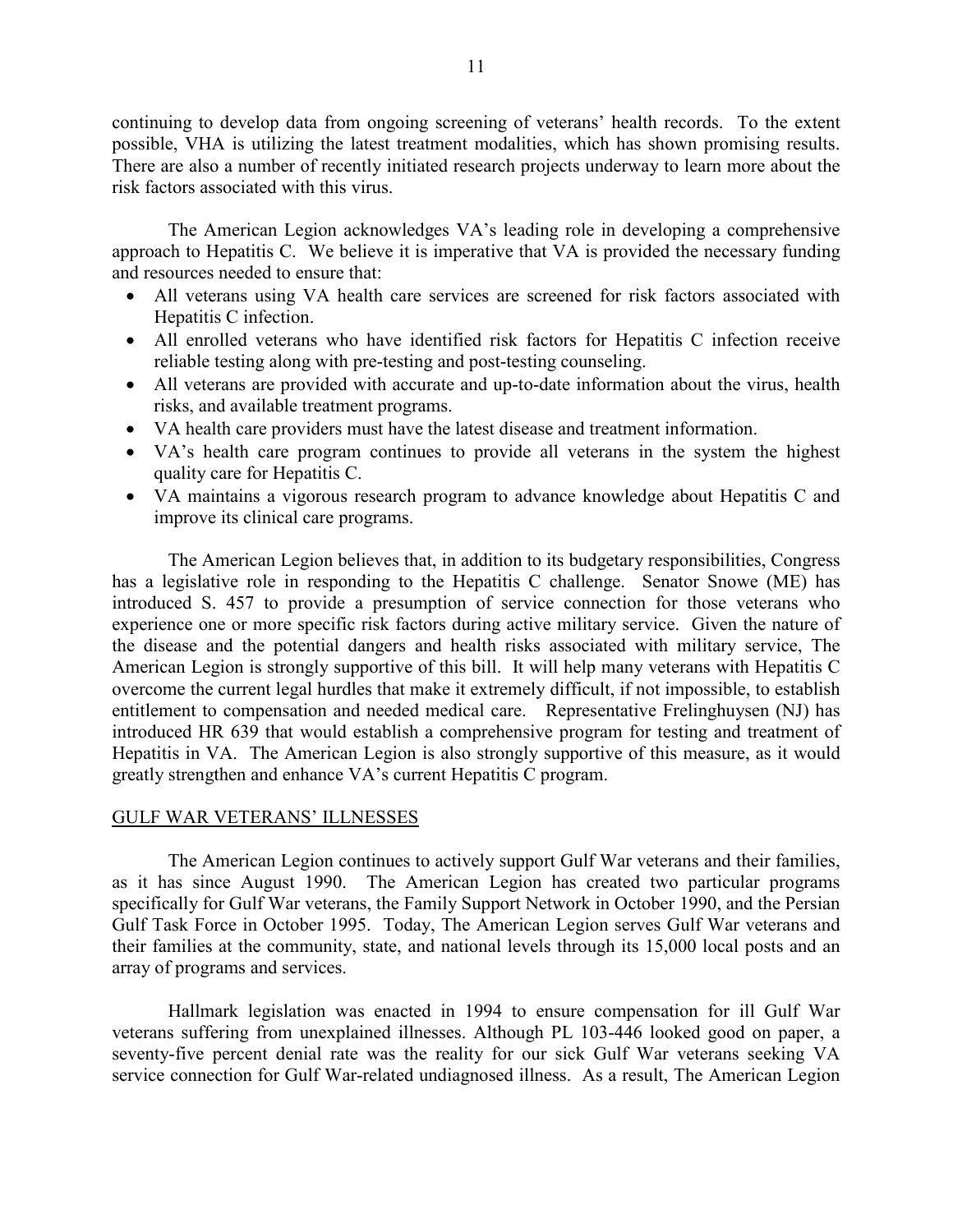continuing to develop data from ongoing screening of veterans' health records. To the extent possible, VHA is utilizing the latest treatment modalities, which has shown promising results. There are also a number of recently initiated research projects underway to learn more about the risk factors associated with this virus.

The American Legion acknowledges VA's leading role in developing a comprehensive approach to Hepatitis C. We believe it is imperative that VA is provided the necessary funding and resources needed to ensure that:

- All veterans using VA health care services are screened for risk factors associated with Hepatitis C infection.
- All enrolled veterans who have identified risk factors for Hepatitis C infection receive reliable testing along with pre-testing and post-testing counseling.
- All veterans are provided with accurate and up-to-date information about the virus, health risks, and available treatment programs.
- VA health care providers must have the latest disease and treatment information.
- VA's health care program continues to provide all veterans in the system the highest quality care for Hepatitis C.
- VA maintains a vigorous research program to advance knowledge about Hepatitis C and improve its clinical care programs.

The American Legion believes that, in addition to its budgetary responsibilities, Congress has a legislative role in responding to the Hepatitis C challenge. Senator Snowe (ME) has introduced S. 457 to provide a presumption of service connection for those veterans who experience one or more specific risk factors during active military service. Given the nature of the disease and the potential dangers and health risks associated with military service, The American Legion is strongly supportive of this bill. It will help many veterans with Hepatitis C overcome the current legal hurdles that make it extremely difficult, if not impossible, to establish entitlement to compensation and needed medical care. Representative Frelinghuysen (NJ) has introduced HR 639 that would establish a comprehensive program for testing and treatment of Hepatitis in VA. The American Legion is also strongly supportive of this measure, as it would greatly strengthen and enhance VA's current Hepatitis C program.

## GULF WAR VETERANS' ILLNESSES

The American Legion continues to actively support Gulf War veterans and their families, as it has since August 1990. The American Legion has created two particular programs specifically for Gulf War veterans, the Family Support Network in October 1990, and the Persian Gulf Task Force in October 1995. Today, The American Legion serves Gulf War veterans and their families at the community, state, and national levels through its 15,000 local posts and an array of programs and services.

Hallmark legislation was enacted in 1994 to ensure compensation for ill Gulf War veterans suffering from unexplained illnesses. Although PL 103-446 looked good on paper, a seventy-five percent denial rate was the reality for our sick Gulf War veterans seeking VA service connection for Gulf War-related undiagnosed illness. As a result, The American Legion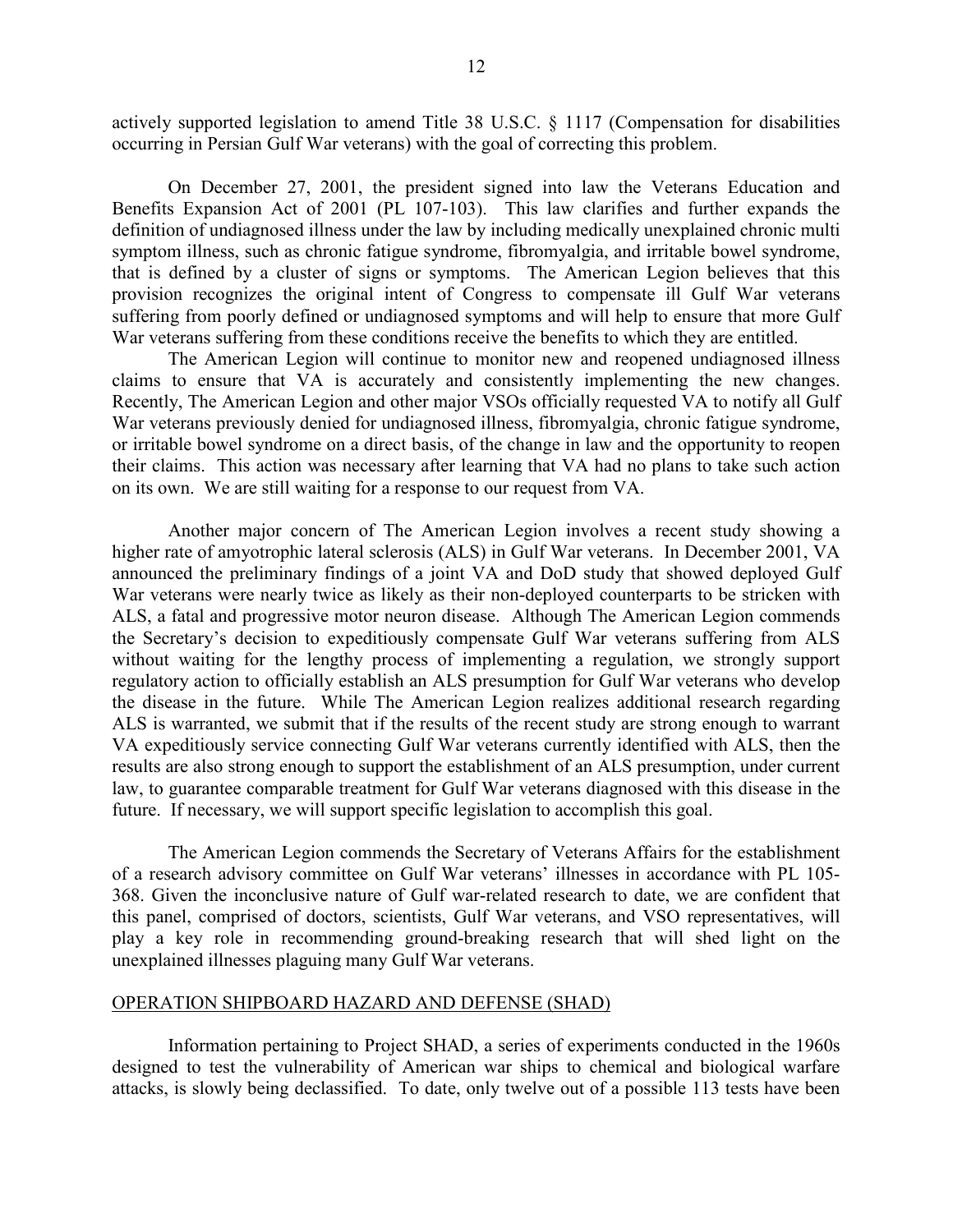actively supported legislation to amend Title 38 U.S.C. § 1117 (Compensation for disabilities occurring in Persian Gulf War veterans) with the goal of correcting this problem.

On December 27, 2001, the president signed into law the Veterans Education and Benefits Expansion Act of 2001 (PL 107-103). This law clarifies and further expands the definition of undiagnosed illness under the law by including medically unexplained chronic multi symptom illness, such as chronic fatigue syndrome, fibromyalgia, and irritable bowel syndrome, that is defined by a cluster of signs or symptoms. The American Legion believes that this provision recognizes the original intent of Congress to compensate ill Gulf War veterans suffering from poorly defined or undiagnosed symptoms and will help to ensure that more Gulf War veterans suffering from these conditions receive the benefits to which they are entitled.

The American Legion will continue to monitor new and reopened undiagnosed illness claims to ensure that VA is accurately and consistently implementing the new changes. Recently, The American Legion and other major VSOs officially requested VA to notify all Gulf War veterans previously denied for undiagnosed illness, fibromyalgia, chronic fatigue syndrome, or irritable bowel syndrome on a direct basis, of the change in law and the opportunity to reopen their claims. This action was necessary after learning that VA had no plans to take such action on its own. We are still waiting for a response to our request from VA.

Another major concern of The American Legion involves a recent study showing a higher rate of amyotrophic lateral sclerosis (ALS) in Gulf War veterans. In December 2001, VA announced the preliminary findings of a joint VA and DoD study that showed deployed Gulf War veterans were nearly twice as likely as their non-deployed counterparts to be stricken with ALS, a fatal and progressive motor neuron disease. Although The American Legion commends the Secretary's decision to expeditiously compensate Gulf War veterans suffering from ALS without waiting for the lengthy process of implementing a regulation, we strongly support regulatory action to officially establish an ALS presumption for Gulf War veterans who develop the disease in the future. While The American Legion realizes additional research regarding ALS is warranted, we submit that if the results of the recent study are strong enough to warrant VA expeditiously service connecting Gulf War veterans currently identified with ALS, then the results are also strong enough to support the establishment of an ALS presumption, under current law, to guarantee comparable treatment for Gulf War veterans diagnosed with this disease in the future. If necessary, we will support specific legislation to accomplish this goal.

The American Legion commends the Secretary of Veterans Affairs for the establishment of a research advisory committee on Gulf War veterans' illnesses in accordance with PL 105-368. Given the inconclusive nature of Gulf war-related research to date, we are confident that this panel, comprised of doctors, scientists, Gulf War veterans, and VSO representatives, will play a key role in recommending ground-breaking research that will shed light on the unexplained illnesses plaguing many Gulf War veterans.

## OPERATION SHIPBOARD HAZARD AND DEFENSE (SHAD)

Information pertaining to Project SHAD, a series of experiments conducted in the 1960s designed to test the vulnerability of American war ships to chemical and biological warfare attacks, is slowly being declassified. To date, only twelve out of a possible 113 tests have been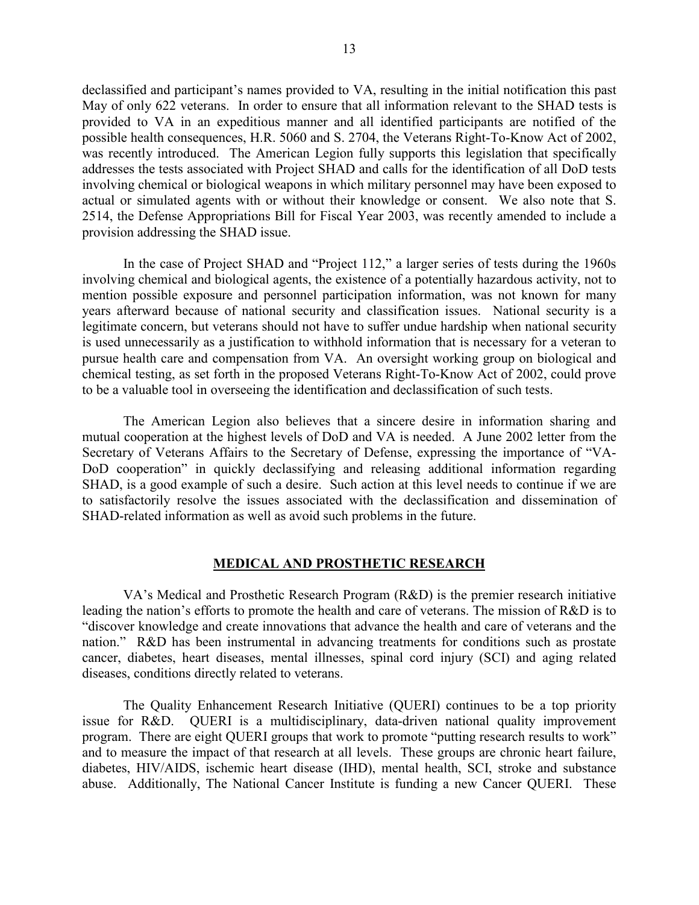declassified and participant's names provided to VA, resulting in the initial notification this past May of only 622 veterans. In order to ensure that all information relevant to the SHAD tests is provided to VA in an expeditious manner and all identified participants are notified of the possible health consequences, H.R. 5060 and S. 2704, the Veterans Right-To-Know Act of 2002, was recently introduced. The American Legion fully supports this legislation that specifically addresses the tests associated with Project SHAD and calls for the identification of all DoD tests involving chemical or biological weapons in which military personnel may have been exposed to actual or simulated agents with or without their knowledge or consent. We also note that S. 2514, the Defense Appropriations Bill for Fiscal Year 2003, was recently amended to include a provision addressing the SHAD issue.

In the case of Project SHAD and "Project 112," a larger series of tests during the 1960s involving chemical and biological agents, the existence of a potentially hazardous activity, not to mention possible exposure and personnel participation information, was not known for many years afterward because of national security and classification issues. National security is a legitimate concern, but veterans should not have to suffer undue hardship when national security is used unnecessarily as a justification to withhold information that is necessary for a veteran to pursue health care and compensation from VA. An oversight working group on biological and chemical testing, as set forth in the proposed Veterans Right-To-Know Act of 2002, could prove to be a valuable tool in overseeing the identification and declassification of such tests.

The American Legion also believes that a sincere desire in information sharing and mutual cooperation at the highest levels of DoD and VA is needed. A June 2002 letter from the Secretary of Veterans Affairs to the Secretary of Defense, expressing the importance of "VA-DoD cooperation" in quickly declassifying and releasing additional information regarding SHAD, is a good example of such a desire. Such action at this level needs to continue if we are to satisfactorily resolve the issues associated with the declassification and dissemination of SHAD-related information as well as avoid such problems in the future.

## MEDICAL AND PROSTHETIC RESEARCH

VA's Medical and Prosthetic Research Program (R&D) is the premier research initiative leading the nation's efforts to promote the health and care of veterans. The mission of R&D is to "discover knowledge and create innovations that advance the health and care of veterans and the nation." R&D has been instrumental in advancing treatments for conditions such as prostate cancer, diabetes, heart diseases, mental illnesses, spinal cord injury (SCI) and aging related diseases, conditions directly related to veterans.

The Quality Enhancement Research Initiative (QUERI) continues to be a top priority issue for R&D. QUERI is a multidisciplinary, data-driven national quality improvement program. There are eight QUERI groups that work to promote "putting research results to work" and to measure the impact of that research at all levels. These groups are chronic heart failure, diabetes, HIV/AIDS, ischemic heart disease (IHD), mental health, SCI, stroke and substance abuse. Additionally, The National Cancer Institute is funding a new Cancer QUERI. These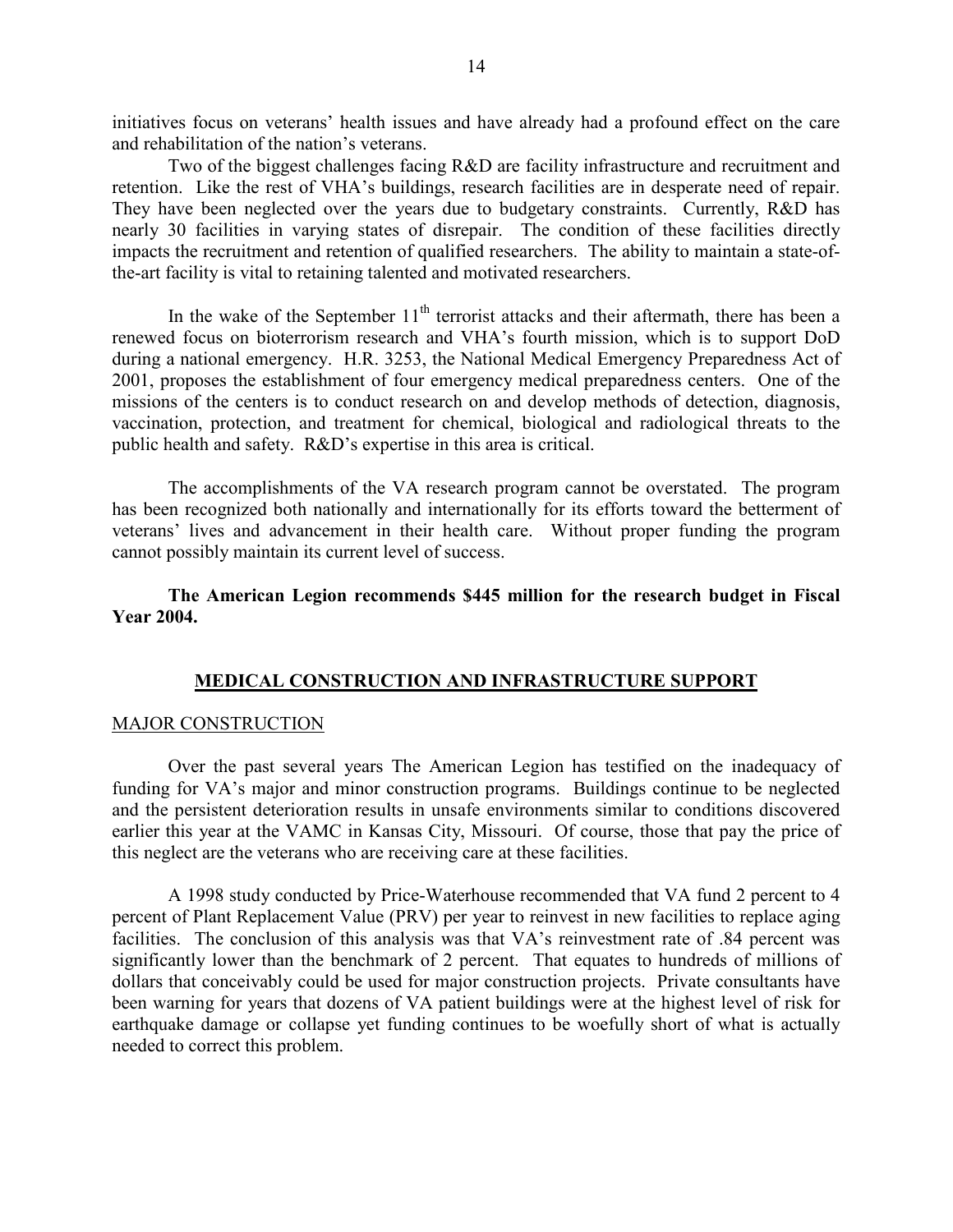initiatives focus on veterans' health issues and have already had a profound effect on the care and rehabilitation of the nation's veterans.

Two of the biggest challenges facing R&D are facility infrastructure and recruitment and retention. Like the rest of VHA's buildings, research facilities are in desperate need of repair. They have been neglected over the years due to budgetary constraints. Currently, R&D has nearly 30 facilities in varying states of disrepair. The condition of these facilities directly impacts the recruitment and retention of qualified researchers. The ability to maintain a state-of-the-art facility is vital to retaining talented and motivated researchers.

In the wake of the September 11th terrorist attacks and their aftermath, there has been a renewed focus on bioterrorism research and VHA's fourth mission, which is to support DoD during a national emergency. H.R. 3253, the National Medical Emergency Preparedness Act of 2001, proposes the establishment of four emergency medical preparedness centers. One of the missions of the centers is to conduct research on and develop methods of detection, diagnosis, vaccination, protection, and treatment for chemical, biological and radiological threats to the public health and safety. R&D's expertise in this area is critical.

The accomplishments of the VA research program cannot be overstated. The program has been recognized both nationally and internationally for its efforts toward the betterment of veterans' lives and advancement in their health care. Without proper funding the program cannot possibly maintain its current level of success.

**The American Legion recommends $445 million for the research budget in Fiscal Year 2004.**

## MEDICAL CONSTRUCTION AND INFRASTRUCTURE SUPPORT

### MAJOR CONSTRUCTION

Over the past several years The American Legion has testified on the inadequacy of funding for VA's major and minor construction programs. Buildings continue to be neglected and the persistent deterioration results in unsafe environments similar to conditions discovered earlier this year at the VAMC in Kansas City, Missouri. Of course, those that pay the price of this neglect are the veterans who are receiving care at these facilities.

A 1998 study conducted by Price-Waterhouse recommended that VA fund 2 percent to 4 percent of Plant Replacement Value (PRV) per year to reinvest in new facilities to replace aging facilities. The conclusion of this analysis was that VA's reinvestment rate of .84 percent was significantly lower than the benchmark of 2 percent. That equates to hundreds of millions of dollars that conceivably could be used for major construction projects. Private consultants have been warning for years that dozens of VA patient buildings were at the highest level of risk for earthquake damage or collapse yet funding continues to be woefully short of what is actually needed to correct this problem.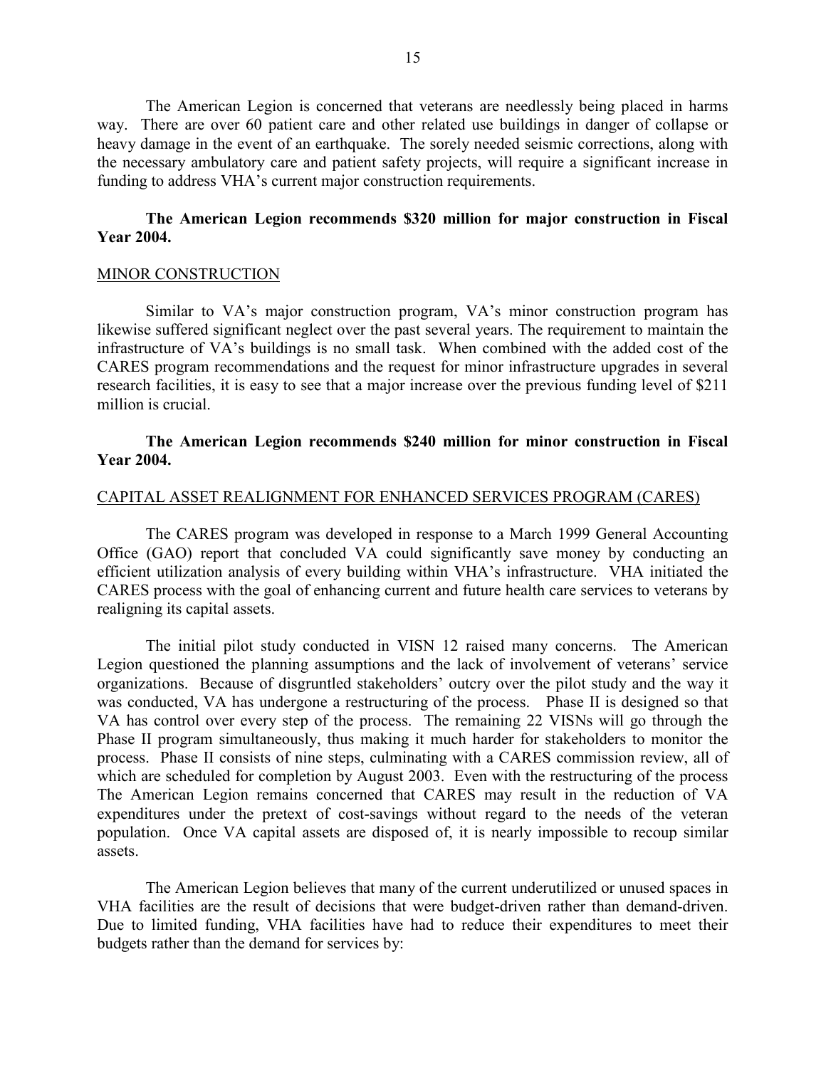The American Legion is concerned that veterans are needlessly being placed in harms way. There are over 60 patient care and other related use buildings in danger of collapse or heavy damage in the event of an earthquake. The sorely needed seismic corrections, along with the necessary ambulatory care and patient safety projects, will require a significant increase in funding to address VHA's current major construction requirements.

**The American Legion recommends $320 million for major construction in Fiscal Year 2004.**

MINOR CONSTRUCTION

Similar to VA's major construction program, VA's minor construction program has likewise suffered significant neglect over the past several years. The requirement to maintain the infrastructure of VA's buildings is no small task. When combined with the added cost of the CARES program recommendations and the request for minor infrastructure upgrades in several research facilities, it is easy to see that a major increase over the previous funding level of $211 million is crucial.

**The American Legion recommends $240 million for minor construction in Fiscal Year 2004.**

CAPITAL ASSET REALIGNMENT FOR ENHANCED SERVICES PROGRAM (CARES)

The CARES program was developed in response to a March 1999 General Accounting Office (GAO) report that concluded VA could significantly save money by conducting an efficient utilization analysis of every building within VHA's infrastructure. VHA initiated the CARES process with the goal of enhancing current and future health care services to veterans by realigning its capital assets.

The initial pilot study conducted in VISN 12 raised many concerns. The American Legion questioned the planning assumptions and the lack of involvement of veterans' service organizations. Because of disgruntled stakeholders' outcry over the pilot study and the way it was conducted, VA has undergone a restructuring of the process. Phase II is designed so that VA has control over every step of the process. The remaining 22 VISNs will go through the Phase II program simultaneously, thus making it much harder for stakeholders to monitor the process. Phase II consists of nine steps, culminating with a CARES commission review, all of which are scheduled for completion by August 2003. Even with the restructuring of the process The American Legion remains concerned that CARES may result in the reduction of VA expenditures under the pretext of cost-savings without regard to the needs of the veteran population. Once VA capital assets are disposed of, it is nearly impossible to recoup similar assets.

The American Legion believes that many of the current underutilized or unused spaces in VHA facilities are the result of decisions that were budget-driven rather than demand-driven. Due to limited funding, VHA facilities have had to reduce their expenditures to meet their budgets rather than the demand for services by: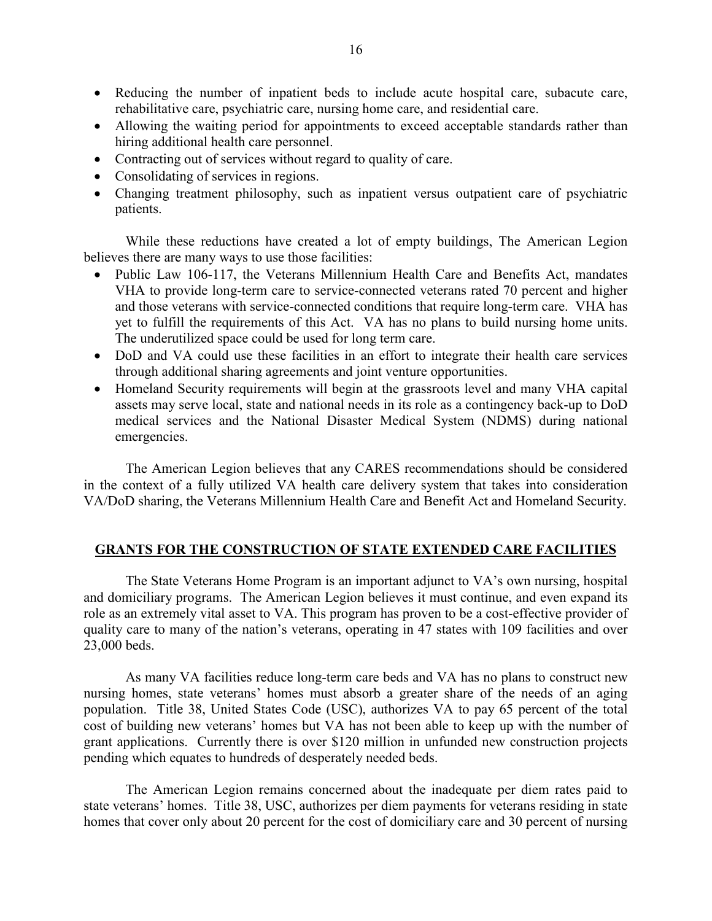- Reducing the number of inpatient beds to include acute hospital care, subacute care, rehabilitative care, psychiatric care, nursing home care, and residential care.
- Allowing the waiting period for appointments to exceed acceptable standards rather than hiring additional health care personnel.
- Contracting out of services without regard to quality of care.
- Consolidating of services in regions.
- Changing treatment philosophy, such as inpatient versus outpatient care of psychiatric patients.

While these reductions have created a lot of empty buildings, The American Legion believes there are many ways to use those facilities:

- Public Law 106-117, the Veterans Millennium Health Care and Benefits Act, mandates VHA to provide long-term care to service-connected veterans rated 70 percent and higher and those veterans with service-connected conditions that require long-term care. VHA has yet to fulfill the requirements of this Act. VA has no plans to build nursing home units. The underutilized space could be used for long term care.
- DoD and VA could use these facilities in an effort to integrate their health care services through additional sharing agreements and joint venture opportunities.
- Homeland Security requirements will begin at the grassroots level and many VHA capital assets may serve local, state and national needs in its role as a contingency back-up to DoD medical services and the National Disaster Medical System (NDMS) during national emergencies.

The American Legion believes that any CARES recommendations should be considered in the context of a fully utilized VA health care delivery system that takes into consideration VA/DoD sharing, the Veterans Millennium Health Care and Benefit Act and Homeland Security.

## GRANTS FOR THE CONSTRUCTION OF STATE EXTENDED CARE FACILITIES

The State Veterans Home Program is an important adjunct to VA's own nursing, hospital and domiciliary programs. The American Legion believes it must continue, and even expand its role as an extremely vital asset to VA. This program has proven to be a cost-effective provider of quality care to many of the nation's veterans, operating in 47 states with 109 facilities and over 23,000 beds.

As many VA facilities reduce long-term care beds and VA has no plans to construct new nursing homes, state veterans' homes must absorb a greater share of the needs of an aging population. Title 38, United States Code (USC), authorizes VA to pay 65 percent of the total cost of building new veterans' homes but VA has not been able to keep up with the number of grant applications. Currently there is over $120 million in unfunded new construction projects pending which equates to hundreds of desperately needed beds.

The American Legion remains concerned about the inadequate per diem rates paid to state veterans' homes. Title 38, USC, authorizes per diem payments for veterans residing in state homes that cover only about 20 percent for the cost of domiciliary care and 30 percent of nursing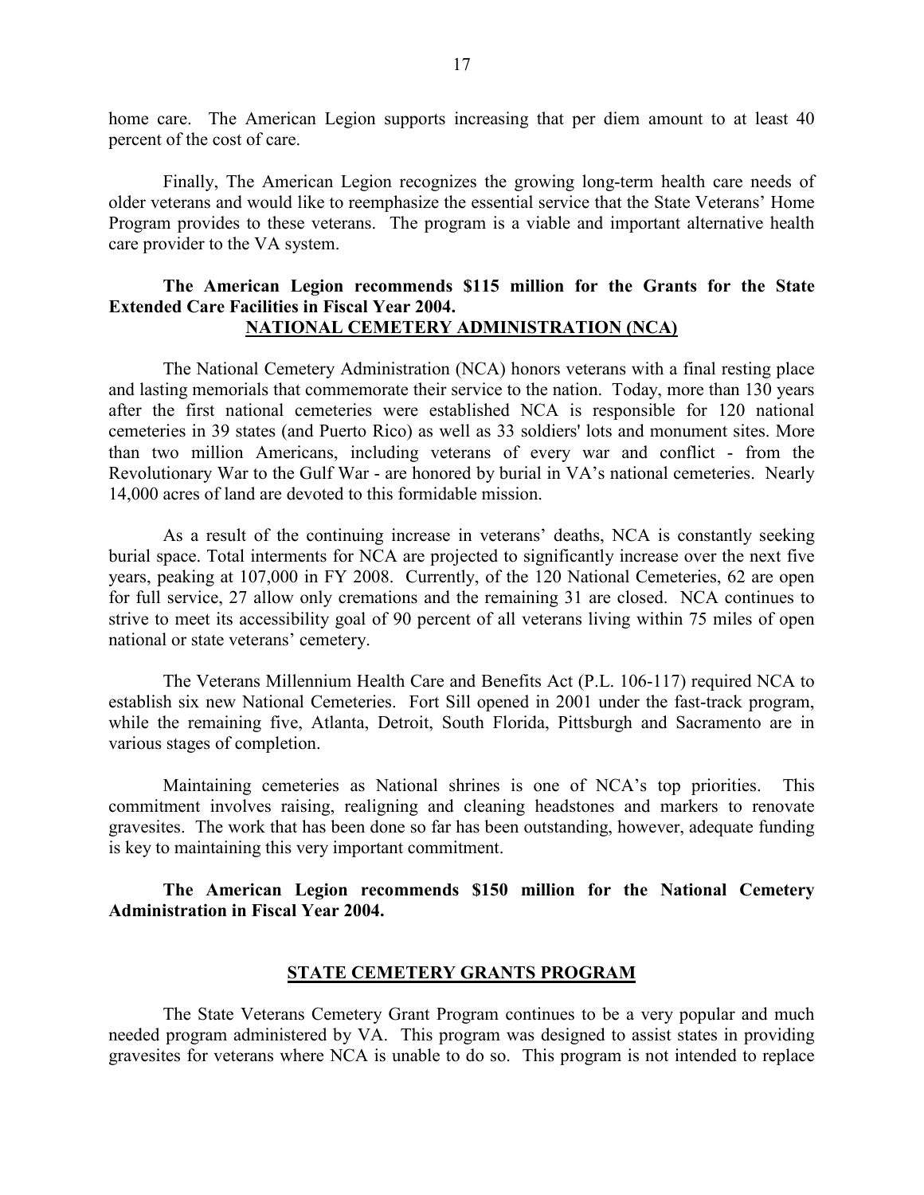home care. The American Legion supports increasing that per diem amount to at least 40 percent of the cost of care.

Finally, The American Legion recognizes the growing long-term health care needs of older veterans and would like to reemphasize the essential service that the State Veterans' Home Program provides to these veterans. The program is a viable and important alternative health care provider to the VA system.

**The American Legion recommends $115 million for the Grants for the State Extended Care Facilities in Fiscal Year 2004.**

## NATIONAL CEMETERY ADMINISTRATION (NCA)

The National Cemetery Administration (NCA) honors veterans with a final resting place and lasting memorials that commemorate their service to the nation. Today, more than 130 years after the first national cemeteries were established NCA is responsible for 120 national cemeteries in 39 states (and Puerto Rico) as well as 33 soldiers' lots and monument sites. More than two million Americans, including veterans of every war and conflict - from the Revolutionary War to the Gulf War - are honored by burial in VA's national cemeteries. Nearly 14,000 acres of land are devoted to this formidable mission.

As a result of the continuing increase in veterans' deaths, NCA is constantly seeking burial space. Total interments for NCA are projected to significantly increase over the next five years, peaking at 107,000 in FY 2008. Currently, of the 120 National Cemeteries, 62 are open for full service, 27 allow only cremations and the remaining 31 are closed. NCA continues to strive to meet its accessibility goal of 90 percent of all veterans living within 75 miles of open national or state veterans' cemetery.

The Veterans Millennium Health Care and Benefits Act (P.L. 106-117) required NCA to establish six new National Cemeteries. Fort Sill opened in 2001 under the fast-track program, while the remaining five, Atlanta, Detroit, South Florida, Pittsburgh and Sacramento are in various stages of completion.

Maintaining cemeteries as National shrines is one of NCA's top priorities. This commitment involves raising, realigning and cleaning headstones and markers to renovate gravesites. The work that has been done so far has been outstanding, however, adequate funding is key to maintaining this very important commitment.

**The American Legion recommends $150 million for the National Cemetery Administration in Fiscal Year 2004.**

## STATE CEMETERY GRANTS PROGRAM

The State Veterans Cemetery Grant Program continues to be a very popular and much needed program administered by VA. This program was designed to assist states in providing gravesites for veterans where NCA is unable to do so. This program is not intended to replace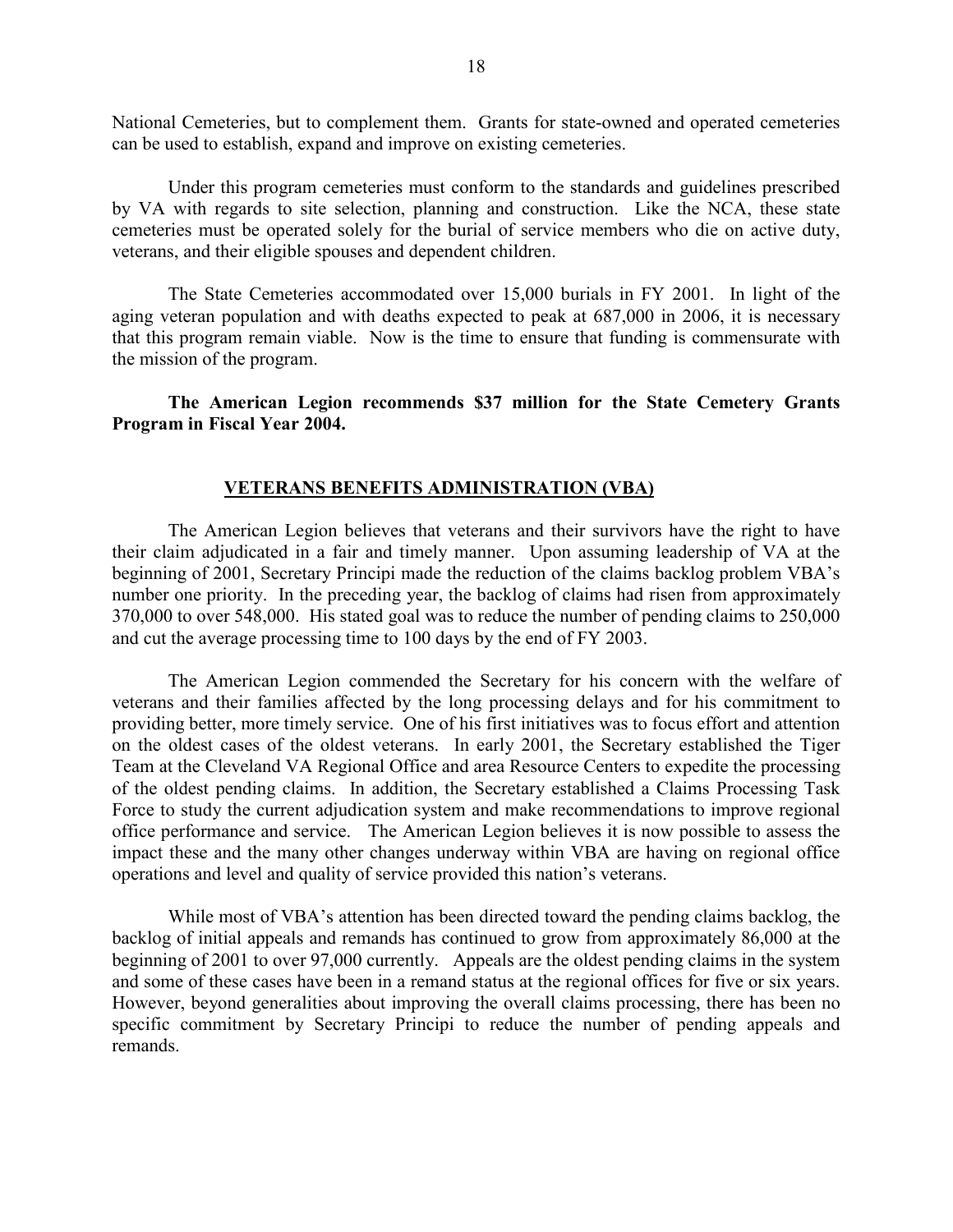National Cemeteries, but to complement them. Grants for state-owned and operated cemeteries can be used to establish, expand and improve on existing cemeteries.

Under this program cemeteries must conform to the standards and guidelines prescribed by VA with regards to site selection, planning and construction. Like the NCA, these state cemeteries must be operated solely for the burial of service members who die on active duty, veterans, and their eligible spouses and dependent children.

The State Cemeteries accommodated over 15,000 burials in FY 2001. In light of the aging veteran population and with deaths expected to peak at 687,000 in 2006, it is necessary that this program remain viable. Now is the time to ensure that funding is commensurate with the mission of the program.

**The American Legion recommends $37 million for the State Cemetery Grants Program in Fiscal Year 2004.**

## VETERANS BENEFITS ADMINISTRATION (VBA)

The American Legion believes that veterans and their survivors have the right to have their claim adjudicated in a fair and timely manner. Upon assuming leadership of VA at the beginning of 2001, Secretary Principi made the reduction of the claims backlog problem VBA's number one priority. In the preceding year, the backlog of claims had risen from approximately 370,000 to over 548,000. His stated goal was to reduce the number of pending claims to 250,000 and cut the average processing time to 100 days by the end of FY 2003.

The American Legion commended the Secretary for his concern with the welfare of veterans and their families affected by the long processing delays and for his commitment to providing better, more timely service. One of his first initiatives was to focus effort and attention on the oldest cases of the oldest veterans. In early 2001, the Secretary established the Tiger Team at the Cleveland VA Regional Office and area Resource Centers to expedite the processing of the oldest pending claims. In addition, the Secretary established a Claims Processing Task Force to study the current adjudication system and make recommendations to improve regional office performance and service. The American Legion believes it is now possible to assess the impact these and the many other changes underway within VBA are having on regional office operations and level and quality of service provided this nation's veterans.

While most of VBA's attention has been directed toward the pending claims backlog, the backlog of initial appeals and remands has continued to grow from approximately 86,000 at the beginning of 2001 to over 97,000 currently. Appeals are the oldest pending claims in the system and some of these cases have been in a remand status at the regional offices for five or six years. However, beyond generalities about improving the overall claims processing, there has been no specific commitment by Secretary Principi to reduce the number of pending appeals and remands.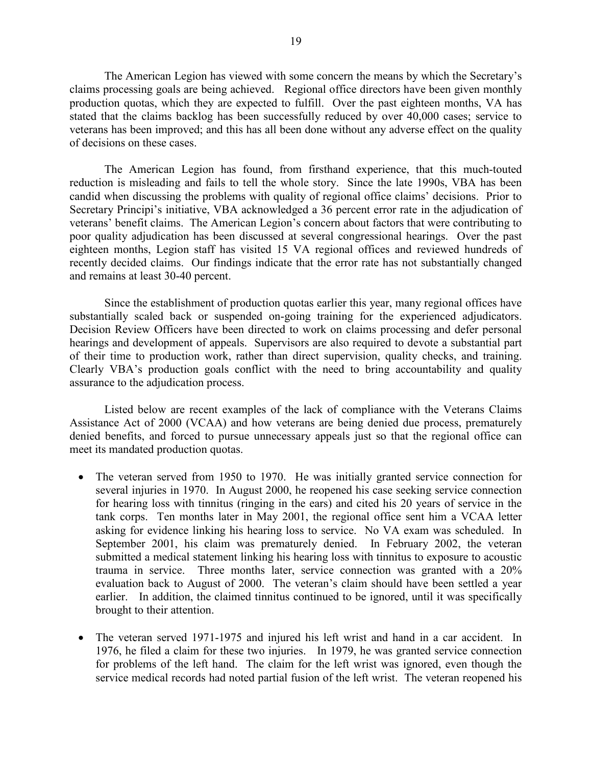The American Legion has viewed with some concern the means by which the Secretary's claims processing goals are being achieved. Regional office directors have been given monthly production quotas, which they are expected to fulfill. Over the past eighteen months, VA has stated that the claims backlog has been successfully reduced by over 40,000 cases; service to veterans has been improved; and this has all been done without any adverse effect on the quality of decisions on these cases.

The American Legion has found, from firsthand experience, that this much-touted reduction is misleading and fails to tell the whole story. Since the late 1990s, VBA has been candid when discussing the problems with quality of regional office claims' decisions. Prior to Secretary Principi's initiative, VBA acknowledged a 36 percent error rate in the adjudication of veterans' benefit claims. The American Legion's concern about factors that were contributing to poor quality adjudication has been discussed at several congressional hearings. Over the past eighteen months, Legion staff has visited 15 VA regional offices and reviewed hundreds of recently decided claims. Our findings indicate that the error rate has not substantially changed and remains at least 30-40 percent.

Since the establishment of production quotas earlier this year, many regional offices have substantially scaled back or suspended on-going training for the experienced adjudicators. Decision Review Officers have been directed to work on claims processing and defer personal hearings and development of appeals. Supervisors are also required to devote a substantial part of their time to production work, rather than direct supervision, quality checks, and training. Clearly VBA's production goals conflict with the need to bring accountability and quality assurance to the adjudication process.

Listed below are recent examples of the lack of compliance with the Veterans Claims Assistance Act of 2000 (VCAA) and how veterans are being denied due process, prematurely denied benefits, and forced to pursue unnecessary appeals just so that the regional office can meet its mandated production quotas.

- The veteran served from 1950 to 1970. He was initially granted service connection for several injuries in 1970. In August 2000, he reopened his case seeking service connection for hearing loss with tinnitus (ringing in the ears) and cited his 20 years of service in the tank corps. Ten months later in May 2001, the regional office sent him a VCAA letter asking for evidence linking his hearing loss to service. No VA exam was scheduled. In September 2001, his claim was prematurely denied. In February 2002, the veteran submitted a medical statement linking his hearing loss with tinnitus to exposure to acoustic trauma in service. Three months later, service connection was granted with a 20% evaluation back to August of 2000. The veteran's claim should have been settled a year earlier. In addition, the claimed tinnitus continued to be ignored, until it was specifically brought to their attention.

- The veteran served 1971-1975 and injured his left wrist and hand in a car accident. In 1976, he filed a claim for these two injuries. In 1979, he was granted service connection for problems of the left hand. The claim for the left wrist was ignored, even though the service medical records had noted partial fusion of the left wrist. The veteran reopened his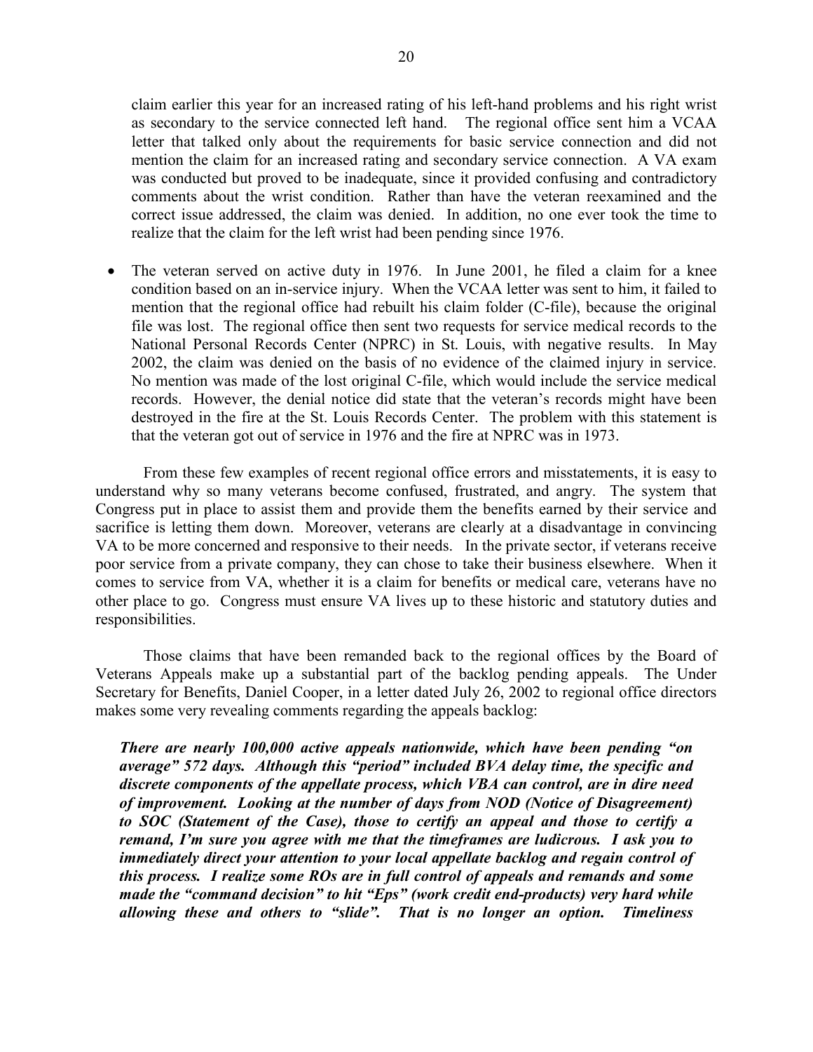claim earlier this year for an increased rating of his left-hand problems and his right wrist as secondary to the service connected left hand. The regional office sent him a VCAA letter that talked only about the requirements for basic service connection and did not mention the claim for an increased rating and secondary service connection. A VA exam was conducted but proved to be inadequate, since it provided confusing and contradictory comments about the wrist condition. Rather than have the veteran reexamined and the correct issue addressed, the claim was denied. In addition, no one ever took the time to realize that the claim for the left wrist had been pending since 1976.

- The veteran served on active duty in 1976. In June 2001, he filed a claim for a knee condition based on an in-service injury. When the VCAA letter was sent to him, it failed to mention that the regional office had rebuilt his claim folder (C-file), because the original file was lost. The regional office then sent two requests for service medical records to the National Personal Records Center (NPRC) in St. Louis, with negative results. In May 2002, the claim was denied on the basis of no evidence of the claimed injury in service. No mention was made of the lost original C-file, which would include the service medical records. However, the denial notice did state that the veteran's records might have been destroyed in the fire at the St. Louis Records Center. The problem with this statement is that the veteran got out of service in 1976 and the fire at NPRC was in 1973.

From these few examples of recent regional office errors and misstatements, it is easy to understand why so many veterans become confused, frustrated, and angry. The system that Congress put in place to assist them and provide them the benefits earned by their service and sacrifice is letting them down. Moreover, veterans are clearly at a disadvantage in convincing VA to be more concerned and responsive to their needs. In the private sector, if veterans receive poor service from a private company, they can chose to take their business elsewhere. When it comes to service from VA, whether it is a claim for benefits or medical care, veterans have no other place to go. Congress must ensure VA lives up to these historic and statutory duties and responsibilities.

Those claims that have been remanded back to the regional offices by the Board of Veterans Appeals make up a substantial part of the backlog pending appeals. The Under Secretary for Benefits, Daniel Cooper, in a letter dated July 26, 2002 to regional office directors makes some very revealing comments regarding the appeals backlog:

***There are nearly 100,000 active appeals nationwide, which have been pending "on average" 572 days. Although this "period" included BVA delay time, the specific and discrete components of the appellate process, which VBA can control, are in dire need of improvement. Looking at the number of days from NOD (Notice of Disagreement) to SOC (Statement of the Case), those to certify an appeal and those to certify a remand, I'm sure you agree with me that the timeframes are ludicrous. I ask you to immediately direct your attention to your local appellate backlog and regain control of this process. I realize some ROs are in full control of appeals and remands and some made the "command decision" to hit "Eps" (work credit end-products) very hard while allowing these and others to "slide". That is no longer an option. Timeliness***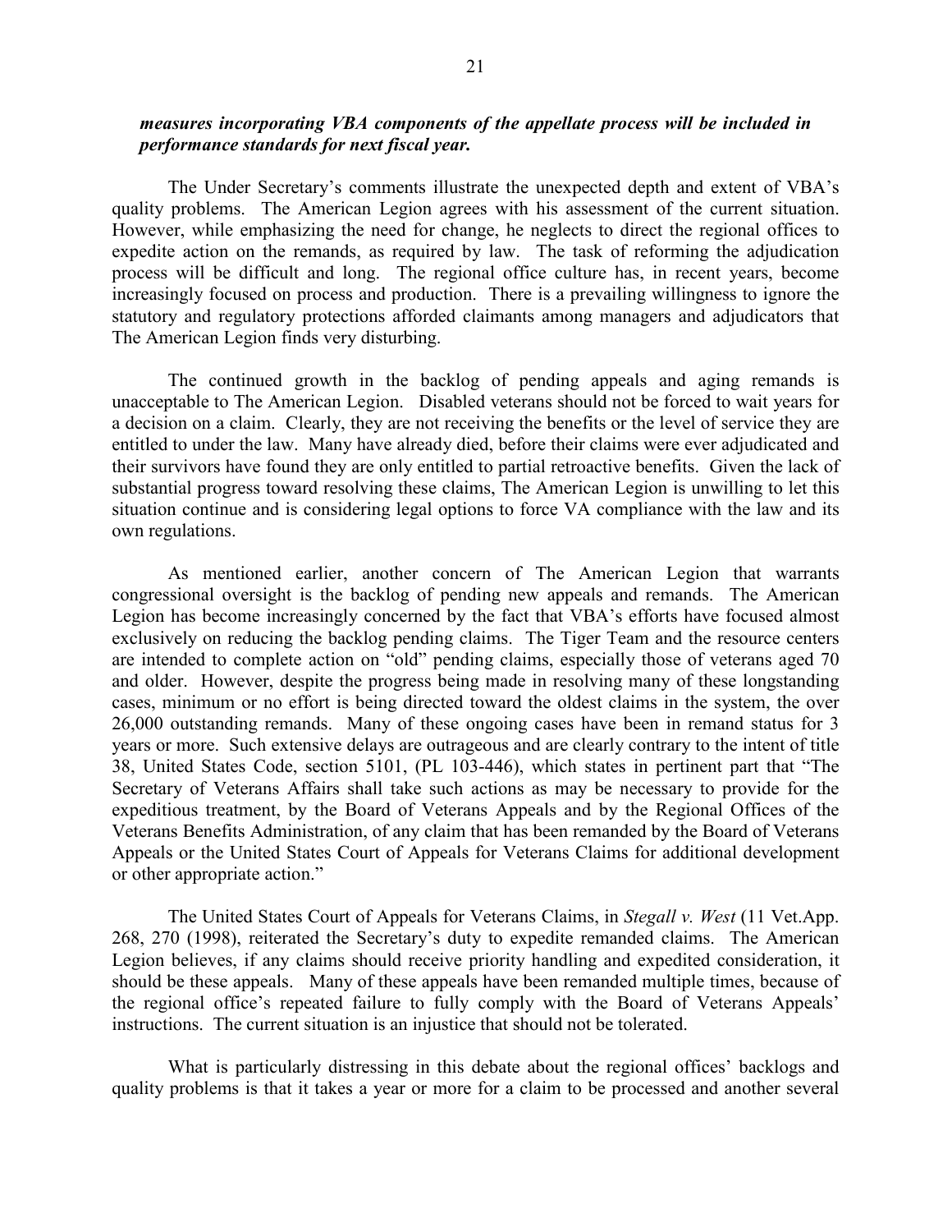***measures incorporating VBA components of the appellate process will be included in performance standards for next fiscal year.***

The Under Secretary's comments illustrate the unexpected depth and extent of VBA's quality problems. The American Legion agrees with his assessment of the current situation. However, while emphasizing the need for change, he neglects to direct the regional offices to expedite action on the remands, as required by law. The task of reforming the adjudication process will be difficult and long. The regional office culture has, in recent years, become increasingly focused on process and production. There is a prevailing willingness to ignore the statutory and regulatory protections afforded claimants among managers and adjudicators that The American Legion finds very disturbing.

The continued growth in the backlog of pending appeals and aging remands is unacceptable to The American Legion. Disabled veterans should not be forced to wait years for a decision on a claim. Clearly, they are not receiving the benefits or the level of service they are entitled to under the law. Many have already died, before their claims were ever adjudicated and their survivors have found they are only entitled to partial retroactive benefits. Given the lack of substantial progress toward resolving these claims, The American Legion is unwilling to let this situation continue and is considering legal options to force VA compliance with the law and its own regulations.

As mentioned earlier, another concern of The American Legion that warrants congressional oversight is the backlog of pending new appeals and remands. The American Legion has become increasingly concerned by the fact that VBA's efforts have focused almost exclusively on reducing the backlog pending claims. The Tiger Team and the resource centers are intended to complete action on "old" pending claims, especially those of veterans aged 70 and older. However, despite the progress being made in resolving many of these longstanding cases, minimum or no effort is being directed toward the oldest claims in the system, the over 26,000 outstanding remands. Many of these ongoing cases have been in remand status for 3 years or more. Such extensive delays are outrageous and are clearly contrary to the intent of title 38, United States Code, section 5101, (PL 103-446), which states in pertinent part that "The Secretary of Veterans Affairs shall take such actions as may be necessary to provide for the expeditious treatment, by the Board of Veterans Appeals and by the Regional Offices of the Veterans Benefits Administration, of any claim that has been remanded by the Board of Veterans Appeals or the United States Court of Appeals for Veterans Claims for additional development or other appropriate action."

The United States Court of Appeals for Veterans Claims, in *Stegall v. West* (11 Vet.App. 268, 270 (1998), reiterated the Secretary's duty to expedite remanded claims. The American Legion believes, if any claims should receive priority handling and expedited consideration, it should be these appeals. Many of these appeals have been remanded multiple times, because of the regional office's repeated failure to fully comply with the Board of Veterans Appeals' instructions. The current situation is an injustice that should not be tolerated.

What is particularly distressing in this debate about the regional offices' backlogs and quality problems is that it takes a year or more for a claim to be processed and another several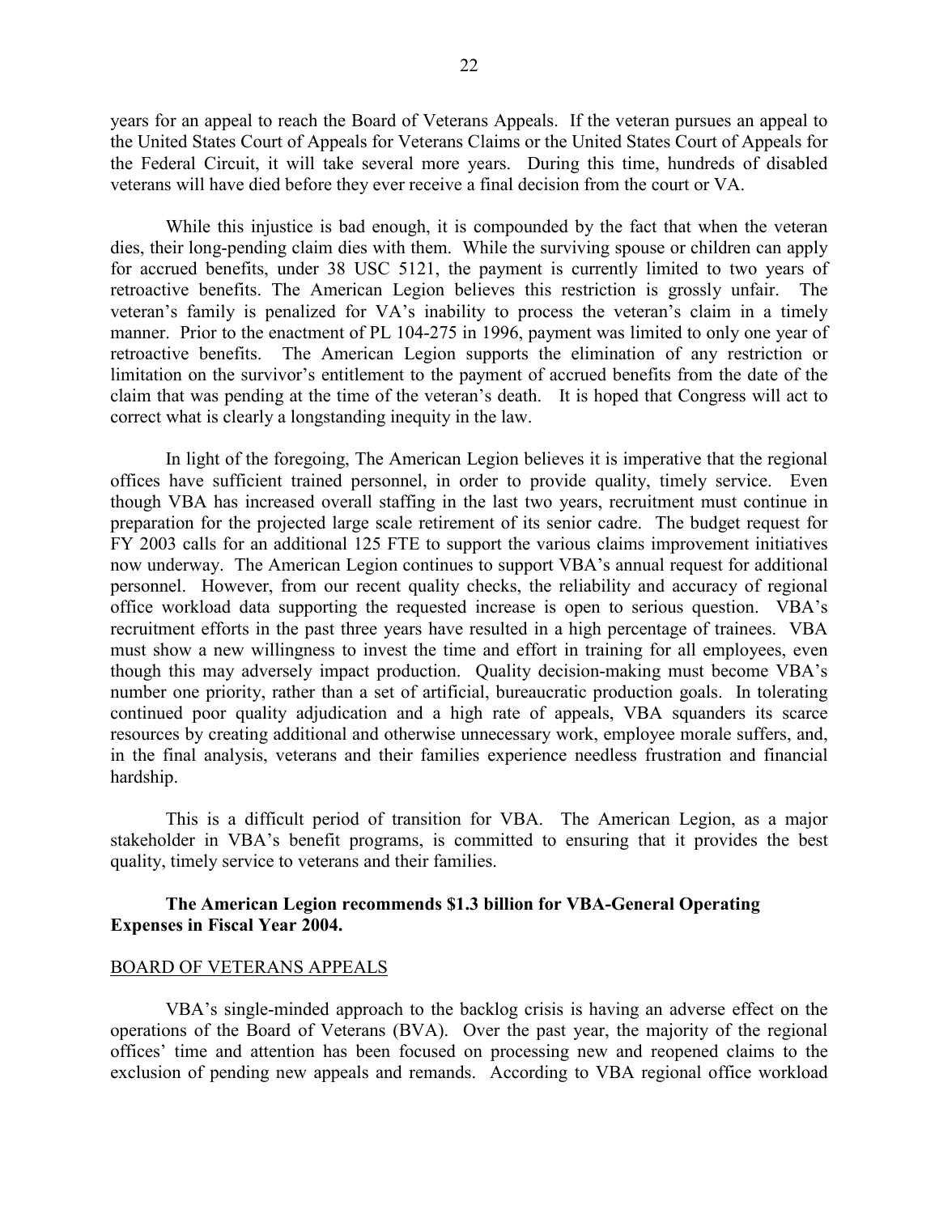years for an appeal to reach the Board of Veterans Appeals. If the veteran pursues an appeal to the United States Court of Appeals for Veterans Claims or the United States Court of Appeals for the Federal Circuit, it will take several more years. During this time, hundreds of disabled veterans will have died before they ever receive a final decision from the court or VA.

While this injustice is bad enough, it is compounded by the fact that when the veteran dies, their long-pending claim dies with them. While the surviving spouse or children can apply for accrued benefits, under 38 USC 5121, the payment is currently limited to two years of retroactive benefits. The American Legion believes this restriction is grossly unfair. The veteran's family is penalized for VA's inability to process the veteran's claim in a timely manner. Prior to the enactment of PL 104-275 in 1996, payment was limited to only one year of retroactive benefits. The American Legion supports the elimination of any restriction or limitation on the survivor's entitlement to the payment of accrued benefits from the date of the claim that was pending at the time of the veteran's death. It is hoped that Congress will act to correct what is clearly a longstanding inequity in the law.

In light of the foregoing, The American Legion believes it is imperative that the regional offices have sufficient trained personnel, in order to provide quality, timely service. Even though VBA has increased overall staffing in the last two years, recruitment must continue in preparation for the projected large scale retirement of its senior cadre. The budget request for FY 2003 calls for an additional 125 FTE to support the various claims improvement initiatives now underway. The American Legion continues to support VBA's annual request for additional personnel. However, from our recent quality checks, the reliability and accuracy of regional office workload data supporting the requested increase is open to serious question. VBA's recruitment efforts in the past three years have resulted in a high percentage of trainees. VBA must show a new willingness to invest the time and effort in training for all employees, even though this may adversely impact production. Quality decision-making must become VBA's number one priority, rather than a set of artificial, bureaucratic production goals. In tolerating continued poor quality adjudication and a high rate of appeals, VBA squanders its scarce resources by creating additional and otherwise unnecessary work, employee morale suffers, and, in the final analysis, veterans and their families experience needless frustration and financial hardship.

This is a difficult period of transition for VBA. The American Legion, as a major stakeholder in VBA's benefit programs, is committed to ensuring that it provides the best quality, timely service to veterans and their families.

**The American Legion recommends $1.3 billion for VBA-General Operating Expenses in Fiscal Year 2004.**

<u>BOARD OF VETERANS APPEALS</u>

VBA's single-minded approach to the backlog crisis is having an adverse effect on the operations of the Board of Veterans (BVA). Over the past year, the majority of the regional offices' time and attention has been focused on processing new and reopened claims to the exclusion of pending new appeals and remands. According to VBA regional office workload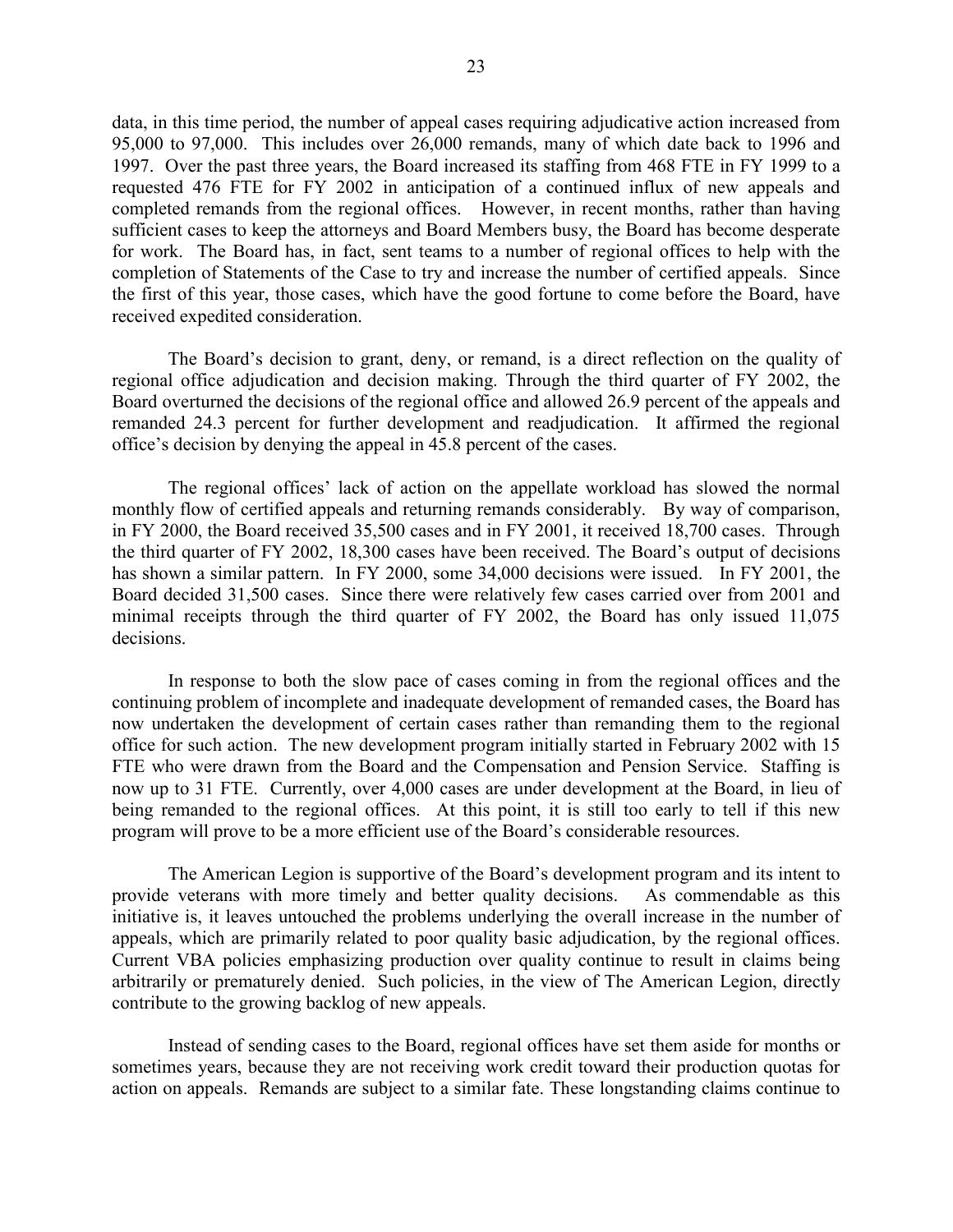data, in this time period, the number of appeal cases requiring adjudicative action increased from 95,000 to 97,000. This includes over 26,000 remands, many of which date back to 1996 and 1997. Over the past three years, the Board increased its staffing from 468 FTE in FY 1999 to a requested 476 FTE for FY 2002 in anticipation of a continued influx of new appeals and completed remands from the regional offices. However, in recent months, rather than having sufficient cases to keep the attorneys and Board Members busy, the Board has become desperate for work. The Board has, in fact, sent teams to a number of regional offices to help with the completion of Statements of the Case to try and increase the number of certified appeals. Since the first of this year, those cases, which have the good fortune to come before the Board, have received expedited consideration.

The Board's decision to grant, deny, or remand, is a direct reflection on the quality of regional office adjudication and decision making. Through the third quarter of FY 2002, the Board overturned the decisions of the regional office and allowed 26.9 percent of the appeals and remanded 24.3 percent for further development and readjudication. It affirmed the regional office's decision by denying the appeal in 45.8 percent of the cases.

The regional offices' lack of action on the appellate workload has slowed the normal monthly flow of certified appeals and returning remands considerably. By way of comparison, in FY 2000, the Board received 35,500 cases and in FY 2001, it received 18,700 cases. Through the third quarter of FY 2002, 18,300 cases have been received. The Board's output of decisions has shown a similar pattern. In FY 2000, some 34,000 decisions were issued. In FY 2001, the Board decided 31,500 cases. Since there were relatively few cases carried over from 2001 and minimal receipts through the third quarter of FY 2002, the Board has only issued 11,075 decisions.

In response to both the slow pace of cases coming in from the regional offices and the continuing problem of incomplete and inadequate development of remanded cases, the Board has now undertaken the development of certain cases rather than remanding them to the regional office for such action. The new development program initially started in February 2002 with 15 FTE who were drawn from the Board and the Compensation and Pension Service. Staffing is now up to 31 FTE. Currently, over 4,000 cases are under development at the Board, in lieu of being remanded to the regional offices. At this point, it is still too early to tell if this new program will prove to be a more efficient use of the Board's considerable resources.

The American Legion is supportive of the Board's development program and its intent to provide veterans with more timely and better quality decisions. As commendable as this initiative is, it leaves untouched the problems underlying the overall increase in the number of appeals, which are primarily related to poor quality basic adjudication, by the regional offices. Current VBA policies emphasizing production over quality continue to result in claims being arbitrarily or prematurely denied. Such policies, in the view of The American Legion, directly contribute to the growing backlog of new appeals.

Instead of sending cases to the Board, regional offices have set them aside for months or sometimes years, because they are not receiving work credit toward their production quotas for action on appeals. Remands are subject to a similar fate. These longstanding claims continue to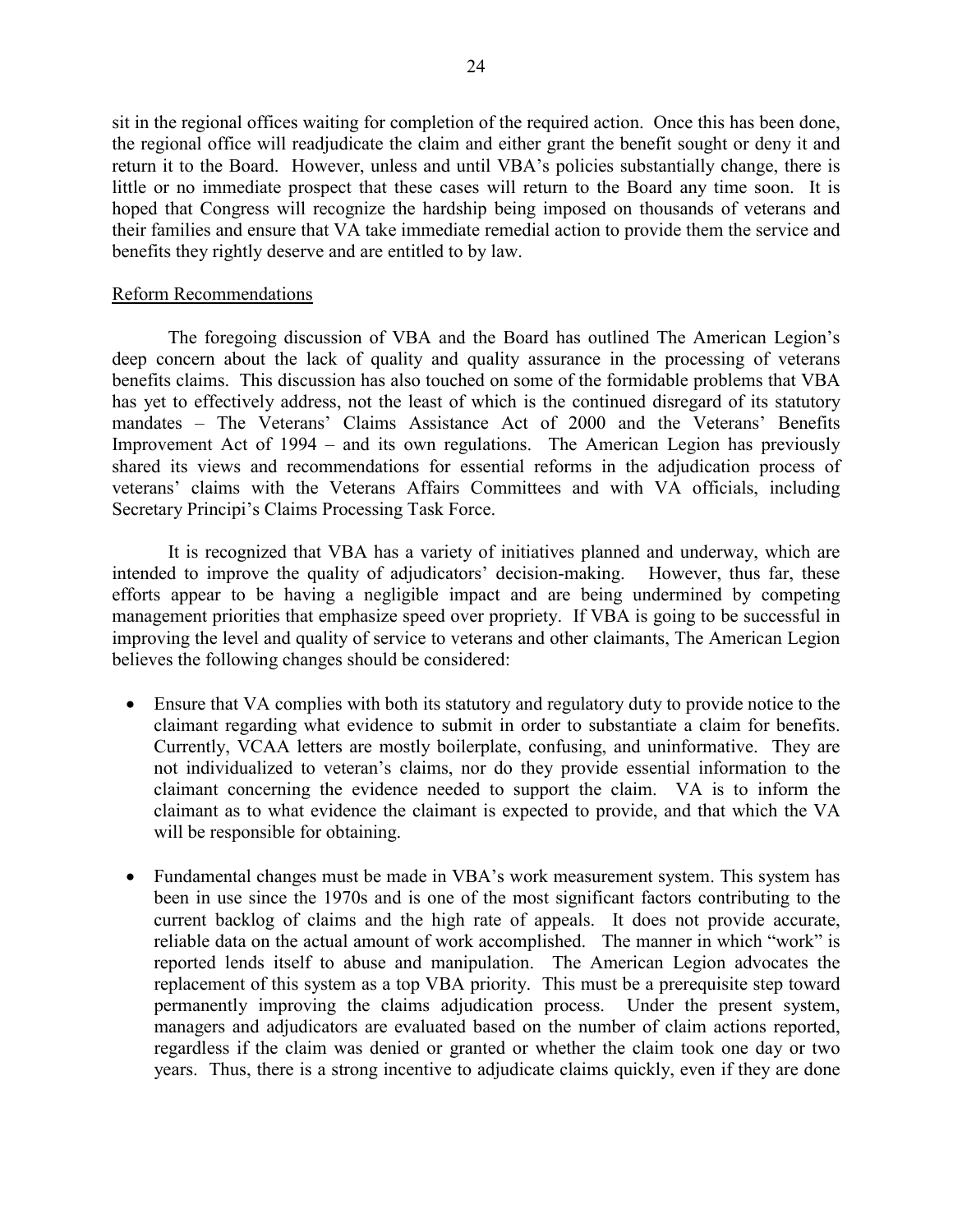sit in the regional offices waiting for completion of the required action. Once this has been done, the regional office will readjudicate the claim and either grant the benefit sought or deny it and return it to the Board. However, unless and until VBA's policies substantially change, there is little or no immediate prospect that these cases will return to the Board any time soon. It is hoped that Congress will recognize the hardship being imposed on thousands of veterans and their families and ensure that VA take immediate remedial action to provide them the service and benefits they rightly deserve and are entitled to by law.

## Reform Recommendations

The foregoing discussion of VBA and the Board has outlined The American Legion's deep concern about the lack of quality and quality assurance in the processing of veterans benefits claims. This discussion has also touched on some of the formidable problems that VBA has yet to effectively address, not the least of which is the continued disregard of its statutory mandates – The Veterans' Claims Assistance Act of 2000 and the Veterans' Benefits Improvement Act of 1994 – and its own regulations. The American Legion has previously shared its views and recommendations for essential reforms in the adjudication process of veterans' claims with the Veterans Affairs Committees and with VA officials, including Secretary Principi's Claims Processing Task Force.

It is recognized that VBA has a variety of initiatives planned and underway, which are intended to improve the quality of adjudicators' decision-making. However, thus far, these efforts appear to be having a negligible impact and are being undermined by competing management priorities that emphasize speed over propriety. If VBA is going to be successful in improving the level and quality of service to veterans and other claimants, The American Legion believes the following changes should be considered:

- Ensure that VA complies with both its statutory and regulatory duty to provide notice to the claimant regarding what evidence to submit in order to substantiate a claim for benefits. Currently, VCAA letters are mostly boilerplate, confusing, and uninformative. They are not individualized to veteran's claims, nor do they provide essential information to the claimant concerning the evidence needed to support the claim. VA is to inform the claimant as to what evidence the claimant is expected to provide, and that which the VA will be responsible for obtaining.

- Fundamental changes must be made in VBA's work measurement system. This system has been in use since the 1970s and is one of the most significant factors contributing to the current backlog of claims and the high rate of appeals. It does not provide accurate, reliable data on the actual amount of work accomplished. The manner in which "work" is reported lends itself to abuse and manipulation. The American Legion advocates the replacement of this system as a top VBA priority. This must be a prerequisite step toward permanently improving the claims adjudication process. Under the present system, managers and adjudicators are evaluated based on the number of claim actions reported, regardless if the claim was denied or granted or whether the claim took one day or two years. Thus, there is a strong incentive to adjudicate claims quickly, even if they are done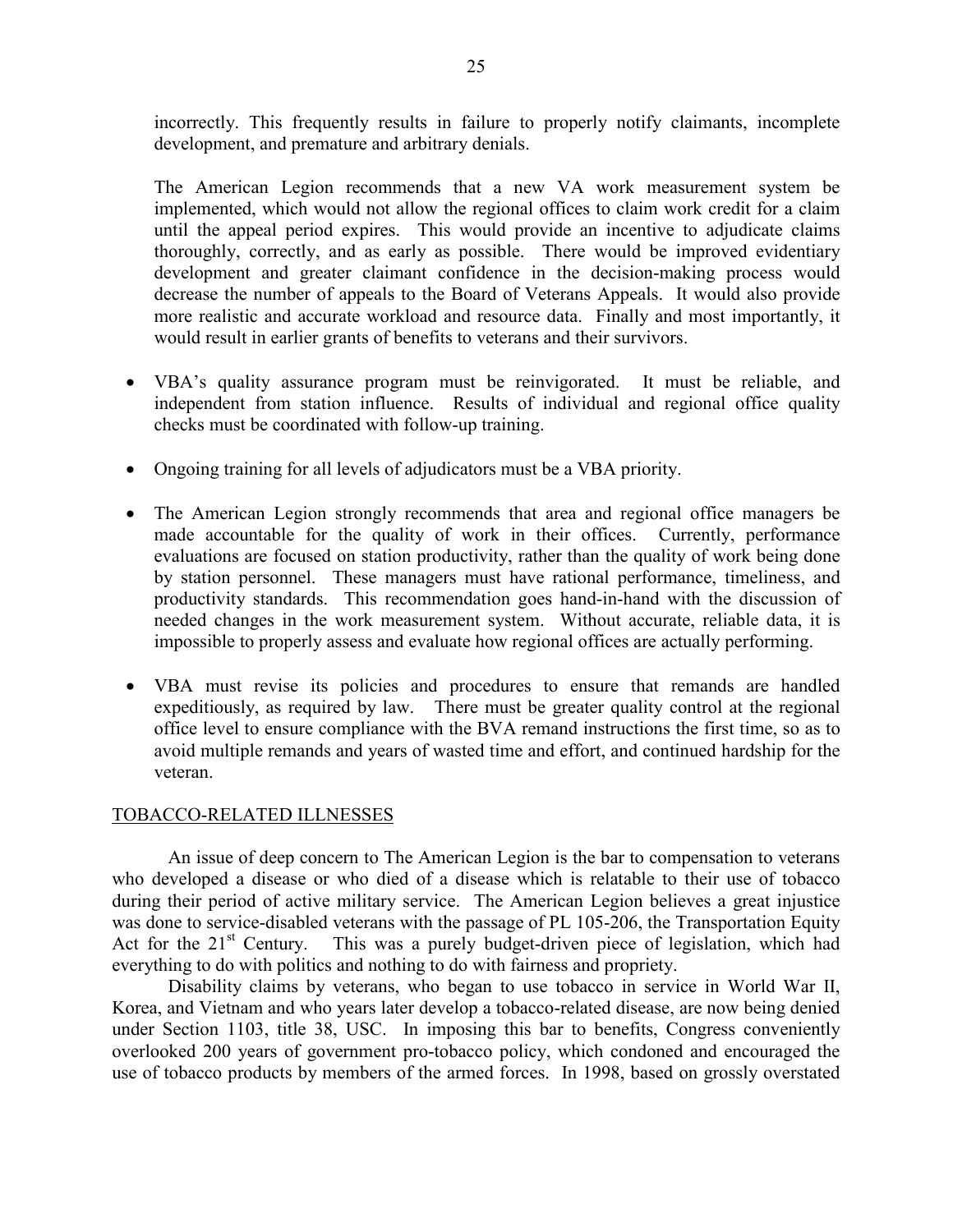incorrectly. This frequently results in failure to properly notify claimants, incomplete development, and premature and arbitrary denials.

The American Legion recommends that a new VA work measurement system be implemented, which would not allow the regional offices to claim work credit for a claim until the appeal period expires. This would provide an incentive to adjudicate claims thoroughly, correctly, and as early as possible. There would be improved evidentiary development and greater claimant confidence in the decision-making process would decrease the number of appeals to the Board of Veterans Appeals. It would also provide more realistic and accurate workload and resource data. Finally and most importantly, it would result in earlier grants of benefits to veterans and their survivors.

- VBA's quality assurance program must be reinvigorated. It must be reliable, and independent from station influence. Results of individual and regional office quality checks must be coordinated with follow-up training.
- Ongoing training for all levels of adjudicators must be a VBA priority.
- The American Legion strongly recommends that area and regional office managers be made accountable for the quality of work in their offices. Currently, performance evaluations are focused on station productivity, rather than the quality of work being done by station personnel. These managers must have rational performance, timeliness, and productivity standards. This recommendation goes hand-in-hand with the discussion of needed changes in the work measurement system. Without accurate, reliable data, it is impossible to properly assess and evaluate how regional offices are actually performing.
- VBA must revise its policies and procedures to ensure that remands are handled expeditiously, as required by law. There must be greater quality control at the regional office level to ensure compliance with the BVA remand instructions the first time, so as to avoid multiple remands and years of wasted time and effort, and continued hardship for the veteran.

## TOBACCO-RELATED ILLNESSES

An issue of deep concern to The American Legion is the bar to compensation to veterans who developed a disease or who died of a disease which is relatable to their use of tobacco during their period of active military service. The American Legion believes a great injustice was done to service-disabled veterans with the passage of PL 105-206, the Transportation Equity Act for the 21st Century. This was a purely budget-driven piece of legislation, which had everything to do with politics and nothing to do with fairness and propriety.

Disability claims by veterans, who began to use tobacco in service in World War II, Korea, and Vietnam and who years later develop a tobacco-related disease, are now being denied under Section 1103, title 38, USC. In imposing this bar to benefits, Congress conveniently overlooked 200 years of government pro-tobacco policy, which condoned and encouraged the use of tobacco products by members of the armed forces. In 1998, based on grossly overstated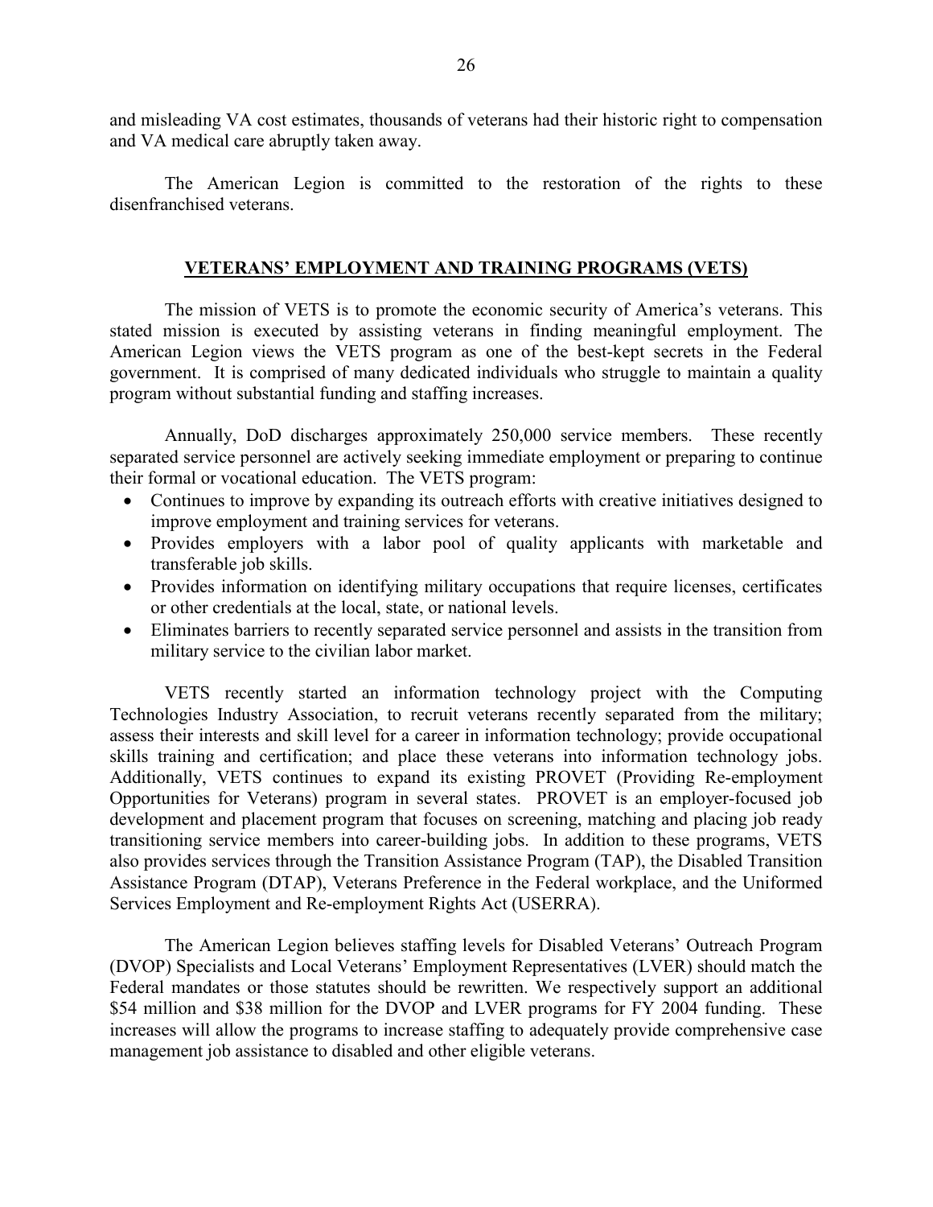and misleading VA cost estimates, thousands of veterans had their historic right to compensation and VA medical care abruptly taken away.

The American Legion is committed to the restoration of the rights to these disenfranchised veterans.

## VETERANS' EMPLOYMENT AND TRAINING PROGRAMS (VETS)

The mission of VETS is to promote the economic security of America's veterans. This stated mission is executed by assisting veterans in finding meaningful employment. The American Legion views the VETS program as one of the best-kept secrets in the Federal government. It is comprised of many dedicated individuals who struggle to maintain a quality program without substantial funding and staffing increases.

Annually, DoD discharges approximately 250,000 service members. These recently separated service personnel are actively seeking immediate employment or preparing to continue their formal or vocational education. The VETS program:

- Continues to improve by expanding its outreach efforts with creative initiatives designed to improve employment and training services for veterans.
- Provides employers with a labor pool of quality applicants with marketable and transferable job skills.
- Provides information on identifying military occupations that require licenses, certificates or other credentials at the local, state, or national levels.
- Eliminates barriers to recently separated service personnel and assists in the transition from military service to the civilian labor market.

VETS recently started an information technology project with the Computing Technologies Industry Association, to recruit veterans recently separated from the military; assess their interests and skill level for a career in information technology; provide occupational skills training and certification; and place these veterans into information technology jobs. Additionally, VETS continues to expand its existing PROVET (Providing Re-employment Opportunities for Veterans) program in several states. PROVET is an employer-focused job development and placement program that focuses on screening, matching and placing job ready transitioning service members into career-building jobs. In addition to these programs, VETS also provides services through the Transition Assistance Program (TAP), the Disabled Transition Assistance Program (DTAP), Veterans Preference in the Federal workplace, and the Uniformed Services Employment and Re-employment Rights Act (USERRA).

The American Legion believes staffing levels for Disabled Veterans' Outreach Program (DVOP) Specialists and Local Veterans' Employment Representatives (LVER) should match the Federal mandates or those statutes should be rewritten. We respectively support an additional $54 million and $38 million for the DVOP and LVER programs for FY 2004 funding. These increases will allow the programs to increase staffing to adequately provide comprehensive case management job assistance to disabled and other eligible veterans.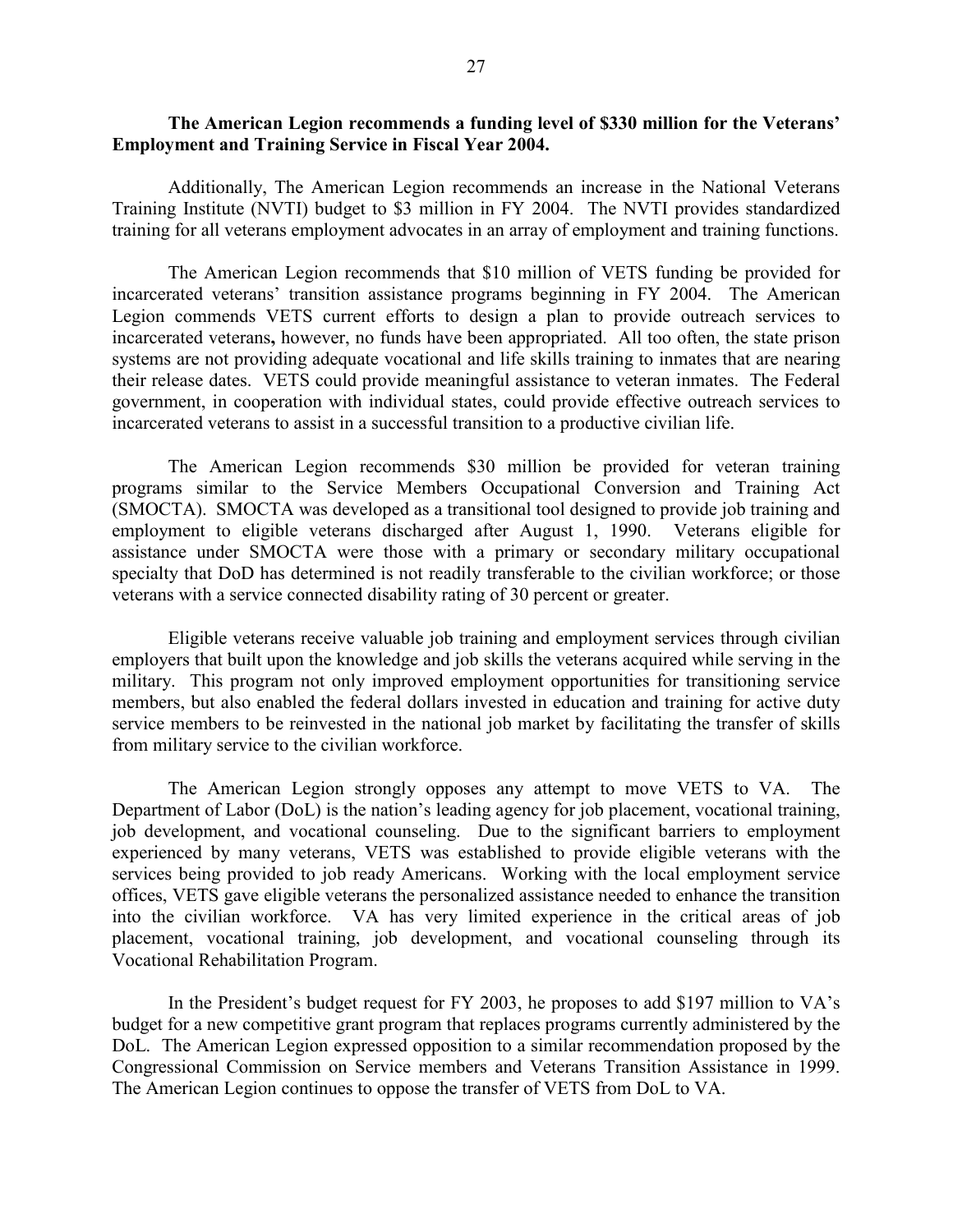**The American Legion recommends a funding level of \$330 million for the Veterans' Employment and Training Service in Fiscal Year 2004.**

Additionally, The American Legion recommends an increase in the National Veterans Training Institute (NVTI) budget to \$3 million in FY 2004. The NVTI provides standardized training for all veterans employment advocates in an array of employment and training functions.

The American Legion recommends that \$10 million of VETS funding be provided for incarcerated veterans' transition assistance programs beginning in FY 2004. The American Legion commends VETS current efforts to design a plan to provide outreach services to incarcerated veterans**,** however, no funds have been appropriated. All too often, the state prison systems are not providing adequate vocational and life skills training to inmates that are nearing their release dates. VETS could provide meaningful assistance to veteran inmates. The Federal government, in cooperation with individual states, could provide effective outreach services to incarcerated veterans to assist in a successful transition to a productive civilian life.

The American Legion recommends \$30 million be provided for veteran training programs similar to the Service Members Occupational Conversion and Training Act (SMOCTA). SMOCTA was developed as a transitional tool designed to provide job training and employment to eligible veterans discharged after August 1, 1990. Veterans eligible for assistance under SMOCTA were those with a primary or secondary military occupational specialty that DoD has determined is not readily transferable to the civilian workforce; or those veterans with a service connected disability rating of 30 percent or greater.

Eligible veterans receive valuable job training and employment services through civilian employers that built upon the knowledge and job skills the veterans acquired while serving in the military. This program not only improved employment opportunities for transitioning service members, but also enabled the federal dollars invested in education and training for active duty service members to be reinvested in the national job market by facilitating the transfer of skills from military service to the civilian workforce.

The American Legion strongly opposes any attempt to move VETS to VA. The Department of Labor (DoL) is the nation's leading agency for job placement, vocational training, job development, and vocational counseling. Due to the significant barriers to employment experienced by many veterans, VETS was established to provide eligible veterans with the services being provided to job ready Americans. Working with the local employment service offices, VETS gave eligible veterans the personalized assistance needed to enhance the transition into the civilian workforce. VA has very limited experience in the critical areas of job placement, vocational training, job development, and vocational counseling through its Vocational Rehabilitation Program.

In the President's budget request for FY 2003, he proposes to add \$197 million to VA's budget for a new competitive grant program that replaces programs currently administered by the DoL. The American Legion expressed opposition to a similar recommendation proposed by the Congressional Commission on Service members and Veterans Transition Assistance in 1999. The American Legion continues to oppose the transfer of VETS from DoL to VA.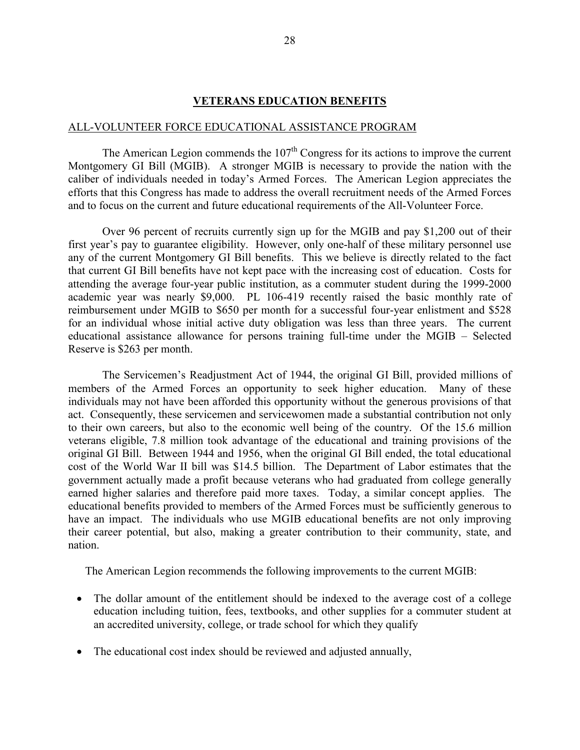## VETERANS EDUCATION BENEFITS

ALL-VOLUNTEER FORCE EDUCATIONAL ASSISTANCE PROGRAM

The American Legion commends the 107th Congress for its actions to improve the current Montgomery GI Bill (MGIB). A stronger MGIB is necessary to provide the nation with the caliber of individuals needed in today's Armed Forces. The American Legion appreciates the efforts that this Congress has made to address the overall recruitment needs of the Armed Forces and to focus on the current and future educational requirements of the All-Volunteer Force.

Over 96 percent of recruits currently sign up for the MGIB and pay $1,200 out of their first year's pay to guarantee eligibility. However, only one-half of these military personnel use any of the current Montgomery GI Bill benefits. This we believe is directly related to the fact that current GI Bill benefits have not kept pace with the increasing cost of education. Costs for attending the average four-year public institution, as a commuter student during the 1999-2000 academic year was nearly $9,000. PL 106-419 recently raised the basic monthly rate of reimbursement under MGIB to $650 per month for a successful four-year enlistment and $528 for an individual whose initial active duty obligation was less than three years. The current educational assistance allowance for persons training full-time under the MGIB – Selected Reserve is $263 per month.

The Servicemen's Readjustment Act of 1944, the original GI Bill, provided millions of members of the Armed Forces an opportunity to seek higher education. Many of these individuals may not have been afforded this opportunity without the generous provisions of that act. Consequently, these servicemen and servicewomen made a substantial contribution not only to their own careers, but also to the economic well being of the country. Of the 15.6 million veterans eligible, 7.8 million took advantage of the educational and training provisions of the original GI Bill. Between 1944 and 1956, when the original GI Bill ended, the total educational cost of the World War II bill was $14.5 billion. The Department of Labor estimates that the government actually made a profit because veterans who had graduated from college generally earned higher salaries and therefore paid more taxes. Today, a similar concept applies. The educational benefits provided to members of the Armed Forces must be sufficiently generous to have an impact. The individuals who use MGIB educational benefits are not only improving their career potential, but also, making a greater contribution to their community, state, and nation.

The American Legion recommends the following improvements to the current MGIB:

- The dollar amount of the entitlement should be indexed to the average cost of a college education including tuition, fees, textbooks, and other supplies for a commuter student at an accredited university, college, or trade school for which they qualify
- The educational cost index should be reviewed and adjusted annually,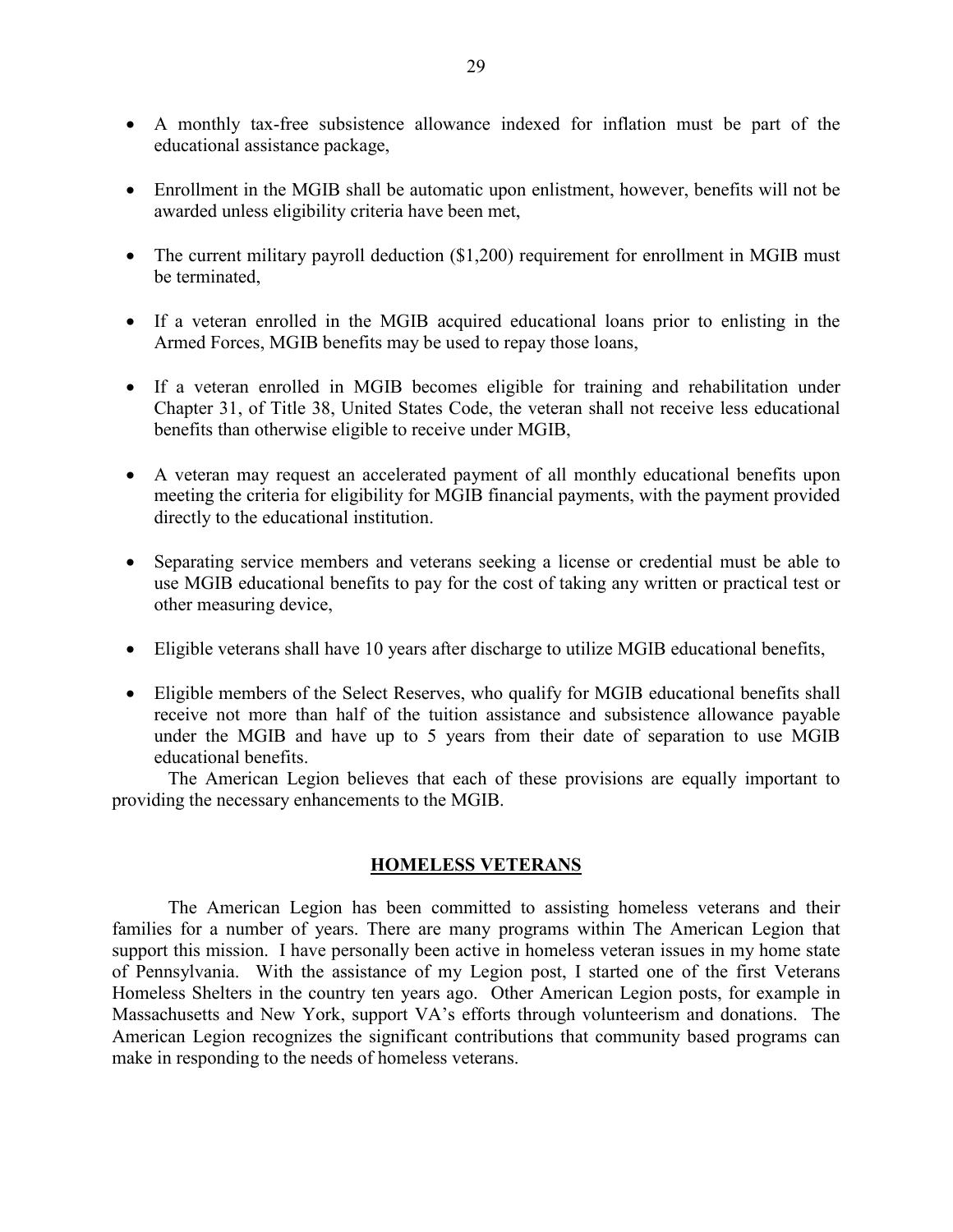- A monthly tax-free subsistence allowance indexed for inflation must be part of the educational assistance package,
- Enrollment in the MGIB shall be automatic upon enlistment, however, benefits will not be awarded unless eligibility criteria have been met,
- The current military payroll deduction ($1,200) requirement for enrollment in MGIB must be terminated,
- If a veteran enrolled in the MGIB acquired educational loans prior to enlisting in the Armed Forces, MGIB benefits may be used to repay those loans,
- If a veteran enrolled in MGIB becomes eligible for training and rehabilitation under Chapter 31, of Title 38, United States Code, the veteran shall not receive less educational benefits than otherwise eligible to receive under MGIB,
- A veteran may request an accelerated payment of all monthly educational benefits upon meeting the criteria for eligibility for MGIB financial payments, with the payment provided directly to the educational institution.
- Separating service members and veterans seeking a license or credential must be able to use MGIB educational benefits to pay for the cost of taking any written or practical test or other measuring device,
- Eligible veterans shall have 10 years after discharge to utilize MGIB educational benefits,
- Eligible members of the Select Reserves, who qualify for MGIB educational benefits shall receive not more than half of the tuition assistance and subsistence allowance payable under the MGIB and have up to 5 years from their date of separation to use MGIB educational benefits.

The American Legion believes that each of these provisions are equally important to providing the necessary enhancements to the MGIB.

## HOMELESS VETERANS

The American Legion has been committed to assisting homeless veterans and their families for a number of years. There are many programs within The American Legion that support this mission. I have personally been active in homeless veteran issues in my home state of Pennsylvania. With the assistance of my Legion post, I started one of the first Veterans Homeless Shelters in the country ten years ago. Other American Legion posts, for example in Massachusetts and New York, support VA's efforts through volunteerism and donations. The American Legion recognizes the significant contributions that community based programs can make in responding to the needs of homeless veterans.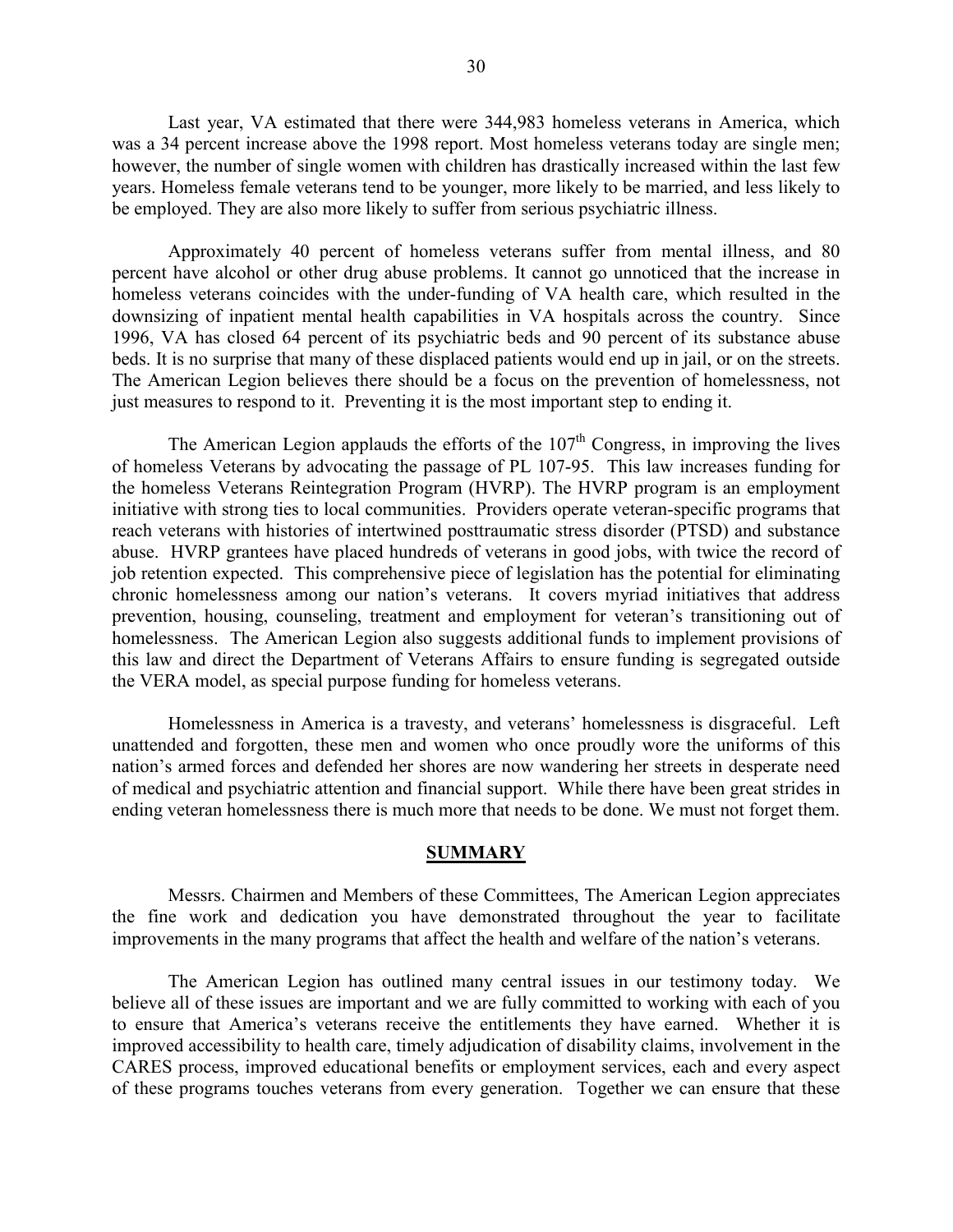Last year, VA estimated that there were 344,983 homeless veterans in America, which was a 34 percent increase above the 1998 report. Most homeless veterans today are single men; however, the number of single women with children has drastically increased within the last few years. Homeless female veterans tend to be younger, more likely to be married, and less likely to be employed. They are also more likely to suffer from serious psychiatric illness.

Approximately 40 percent of homeless veterans suffer from mental illness, and 80 percent have alcohol or other drug abuse problems. It cannot go unnoticed that the increase in homeless veterans coincides with the under-funding of VA health care, which resulted in the downsizing of inpatient mental health capabilities in VA hospitals across the country. Since 1996, VA has closed 64 percent of its psychiatric beds and 90 percent of its substance abuse beds. It is no surprise that many of these displaced patients would end up in jail, or on the streets. The American Legion believes there should be a focus on the prevention of homelessness, not just measures to respond to it. Preventing it is the most important step to ending it.

The American Legion applauds the efforts of the 107th Congress, in improving the lives of homeless Veterans by advocating the passage of PL 107-95. This law increases funding for the homeless Veterans Reintegration Program (HVRP). The HVRP program is an employment initiative with strong ties to local communities. Providers operate veteran-specific programs that reach veterans with histories of intertwined posttraumatic stress disorder (PTSD) and substance abuse. HVRP grantees have placed hundreds of veterans in good jobs, with twice the record of job retention expected. This comprehensive piece of legislation has the potential for eliminating chronic homelessness among our nation's veterans. It covers myriad initiatives that address prevention, housing, counseling, treatment and employment for veteran's transitioning out of homelessness. The American Legion also suggests additional funds to implement provisions of this law and direct the Department of Veterans Affairs to ensure funding is segregated outside the VERA model, as special purpose funding for homeless veterans.

Homelessness in America is a travesty, and veterans' homelessness is disgraceful. Left unattended and forgotten, these men and women who once proudly wore the uniforms of this nation's armed forces and defended her shores are now wandering her streets in desperate need of medical and psychiatric attention and financial support. While there have been great strides in ending veteran homelessness there is much more that needs to be done. We must not forget them.

## SUMMARY

Messrs. Chairmen and Members of these Committees, The American Legion appreciates the fine work and dedication you have demonstrated throughout the year to facilitate improvements in the many programs that affect the health and welfare of the nation's veterans.

The American Legion has outlined many central issues in our testimony today. We believe all of these issues are important and we are fully committed to working with each of you to ensure that America's veterans receive the entitlements they have earned. Whether it is improved accessibility to health care, timely adjudication of disability claims, involvement in the CARES process, improved educational benefits or employment services, each and every aspect of these programs touches veterans from every generation. Together we can ensure that these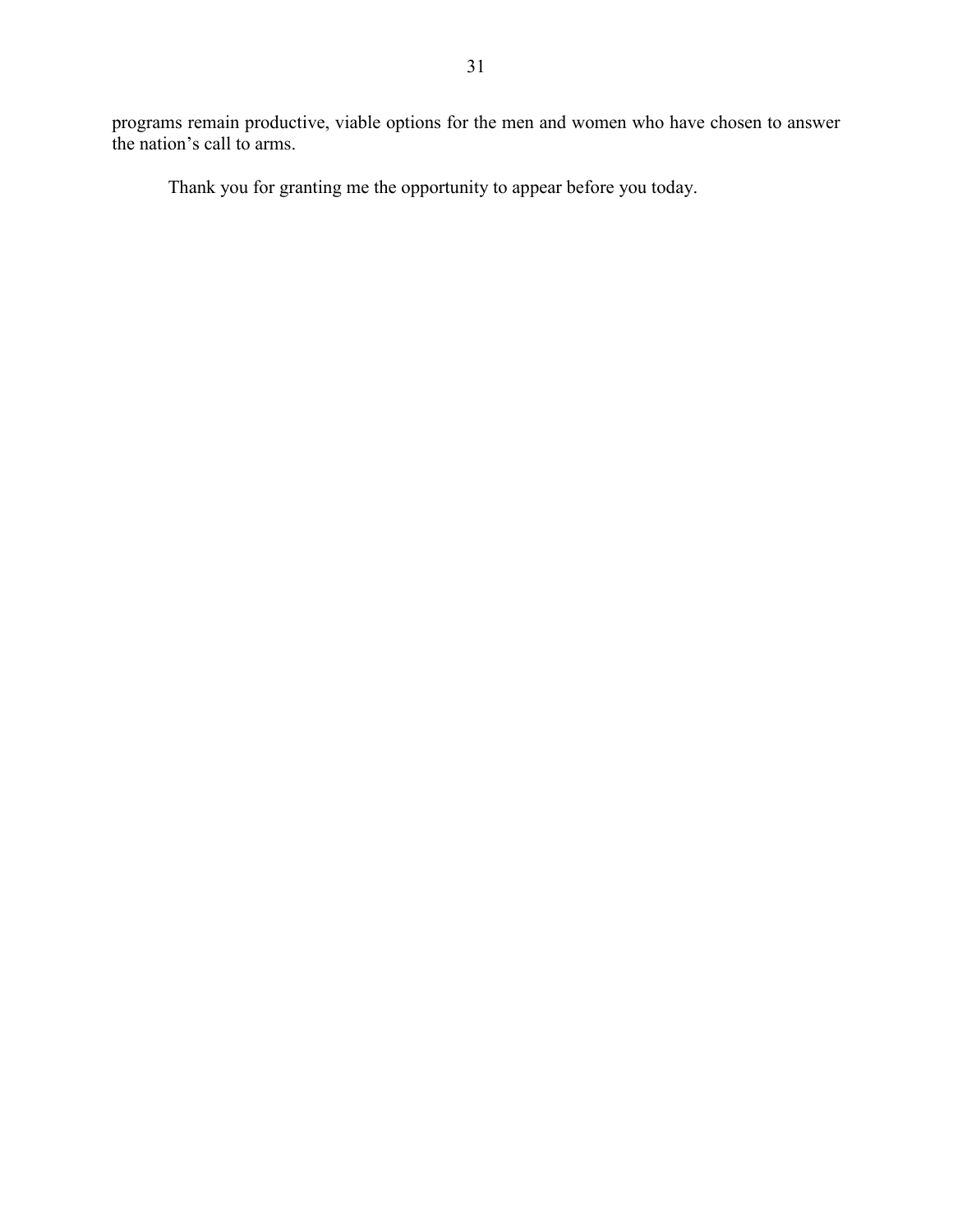programs remain productive, viable options for the men and women who have chosen to answer the nation's call to arms.

Thank you for granting me the opportunity to appear before you today.